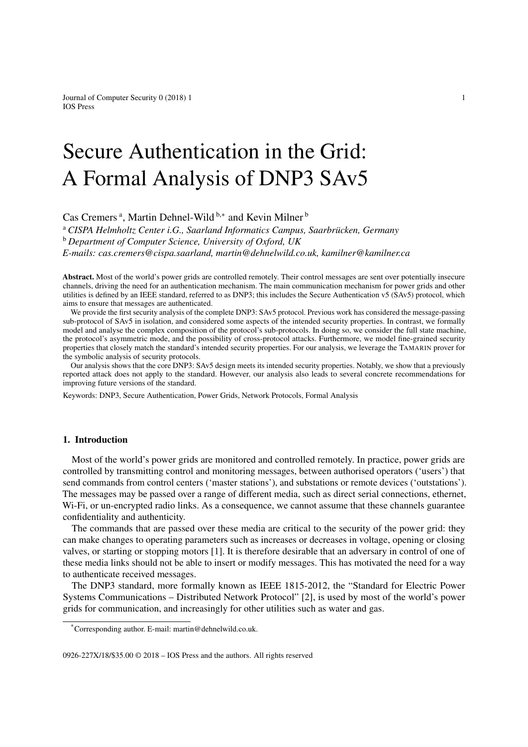# Secure Authentication in the Grid: A Formal Analysis of DNP3 SAv5

Cas Cremers [a], Martin Dehnel-Wild [b,*] and Kevin Milner [b]

[a] *CISPA Helmholtz Center i.G., Saarland Informatics Campus, Saarbrücken, Germany*

[b] *Department of Computer Science, University of Oxford, UK*

*E-mails: cas.cremers@cispa.saarland, martin@dehnelwild.co.uk, kamilner@kamilner.ca*

**Abstract.** Most of the world's power grids are controlled remotely. Their control messages are sent over potentially insecure channels, driving the need for an authentication mechanism. The main communication mechanism for power grids and other utilities is defined by an IEEE standard, referred to as DNP3; this includes the Secure Authentication v5 (SAv5) protocol, which aims to ensure that messages are authenticated.

We provide the first security analysis of the complete DNP3: SAv5 protocol. Previous work has considered the message-passing sub-protocol of SAv5 in isolation, and considered some aspects of the intended security properties. In contrast, we formally model and analyse the complex composition of the protocol's sub-protocols. In doing so, we consider the full state machine, the protocol's asymmetric mode, and the possibility of cross-protocol attacks. Furthermore, we model fine-grained security properties that closely match the standard's intended security properties. For our analysis, we leverage the TAMARIN prover for the symbolic analysis of security protocols.

Our analysis shows that the core DNP3: SAv5 design meets its intended security properties. Notably, we show that a previously reported attack does not apply to the standard. However, our analysis also leads to several concrete recommendations for improving future versions of the standard.

Keywords: DNP3, Secure Authentication, Power Grids, Network Protocols, Formal Analysis

## 1. Introduction

Most of the world's power grids are monitored and controlled remotely. In practice, power grids are controlled by transmitting control and monitoring messages, between authorised operators ('users') that send commands from control centers ('master stations'), and substations or remote devices ('outstations'). The messages may be passed over a range of different media, such as direct serial connections, ethernet, Wi-Fi, or un-encrypted radio links. As a consequence, we cannot assume that these channels guarantee confidentiality and authenticity.

The commands that are passed over these media are critical to the security of the power grid: they can make changes to operating parameters such as increases or decreases in voltage, opening or closing valves, or starting or stopping motors [1]. It is therefore desirable that an adversary in control of one of these media links should not be able to insert or modify messages. This has motivated the need for a way to authenticate received messages.

The DNP3 standard, more formally known as IEEE 1815-2012, the "Standard for Electric Power Systems Communications – Distributed Network Protocol" [2], is used by most of the world's power grids for communication, and increasingly for other utilities such as water and gas.

*Corresponding author. E-mail: martin@dehnelwild.co.uk.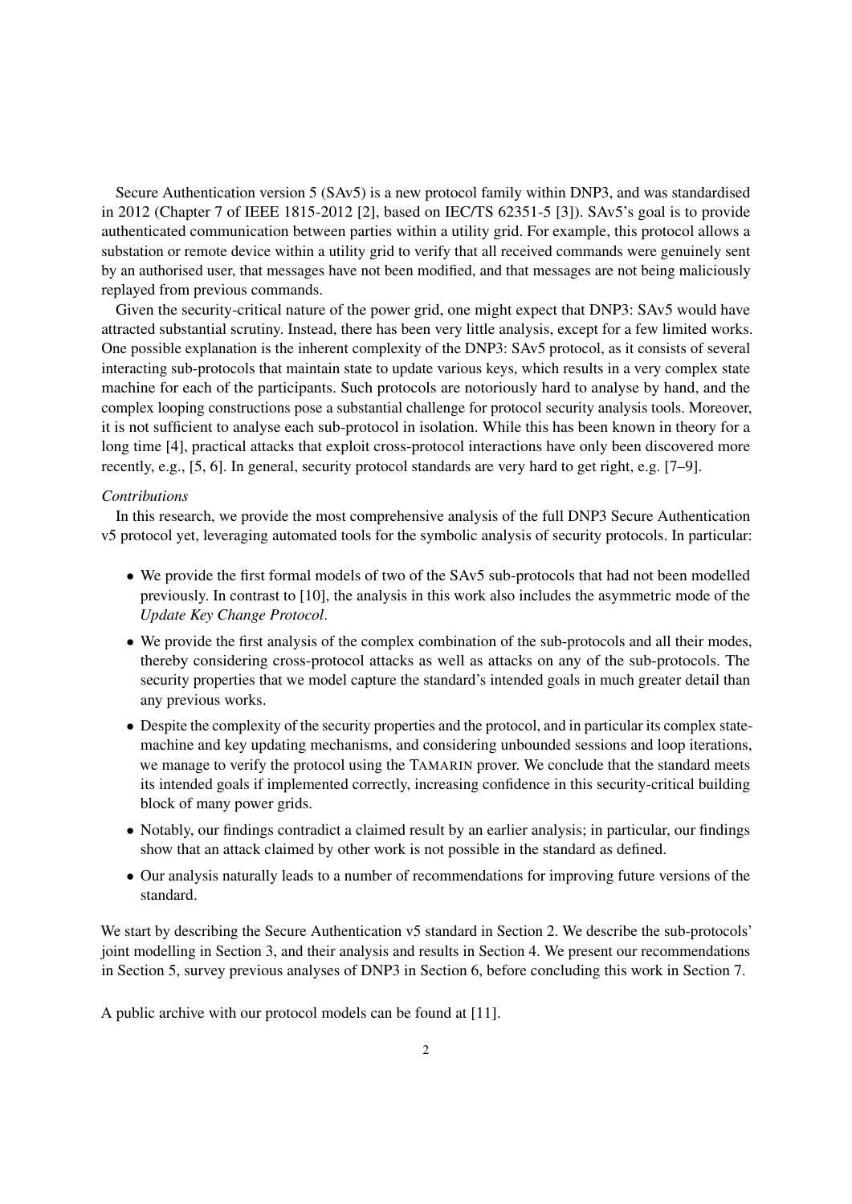Secure Authentication version 5 (SAv5) is a new protocol family within DNP3, and was standardised in 2012 (Chapter 7 of IEEE 1815-2012 [2], based on IEC/TS 62351-5 [3]). SAv5's goal is to provide authenticated communication between parties within a utility grid. For example, this protocol allows a substation or remote device within a utility grid to verify that all received commands were genuinely sent by an authorised user, that messages have not been modified, and that messages are not being maliciously replayed from previous commands.

Given the security-critical nature of the power grid, one might expect that DNP3: SAv5 would have attracted substantial scrutiny. Instead, there has been very little analysis, except for a few limited works. One possible explanation is the inherent complexity of the DNP3: SAv5 protocol, as it consists of several interacting sub-protocols that maintain state to update various keys, which results in a very complex state machine for each of the participants. Such protocols are notoriously hard to analyse by hand, and the complex looping constructions pose a substantial challenge for protocol security analysis tools. Moreover, it is not sufficient to analyse each sub-protocol in isolation. While this has been known in theory for a long time [4], practical attacks that exploit cross-protocol interactions have only been discovered more recently, e.g., [5, 6]. In general, security protocol standards are very hard to get right, e.g. [7–9].

*Contributions*

In this research, we provide the most comprehensive analysis of the full DNP3 Secure Authentication v5 protocol yet, leveraging automated tools for the symbolic analysis of security protocols. In particular:

- We provide the first formal models of two of the SAv5 sub-protocols that had not been modelled previously. In contrast to [10], the analysis in this work also includes the asymmetric mode of the *Update Key Change Protocol*.
- We provide the first analysis of the complex combination of the sub-protocols and all their modes, thereby considering cross-protocol attacks as well as attacks on any of the sub-protocols. The security properties that we model capture the standard's intended goals in much greater detail than any previous works.
- Despite the complexity of the security properties and the protocol, and in particular its complex state-machine and key updating mechanisms, and considering unbounded sessions and loop iterations, we manage to verify the protocol using the TAMARIN prover. We conclude that the standard meets its intended goals if implemented correctly, increasing confidence in this security-critical building block of many power grids.
- Notably, our findings contradict a claimed result by an earlier analysis; in particular, our findings show that an attack claimed by other work is not possible in the standard as defined.
- Our analysis naturally leads to a number of recommendations for improving future versions of the standard.

We start by describing the Secure Authentication v5 standard in Section 2. We describe the sub-protocols' joint modelling in Section 3, and their analysis and results in Section 4. We present our recommendations in Section 5, survey previous analyses of DNP3 in Section 6, before concluding this work in Section 7.

A public archive with our protocol models can be found at [11].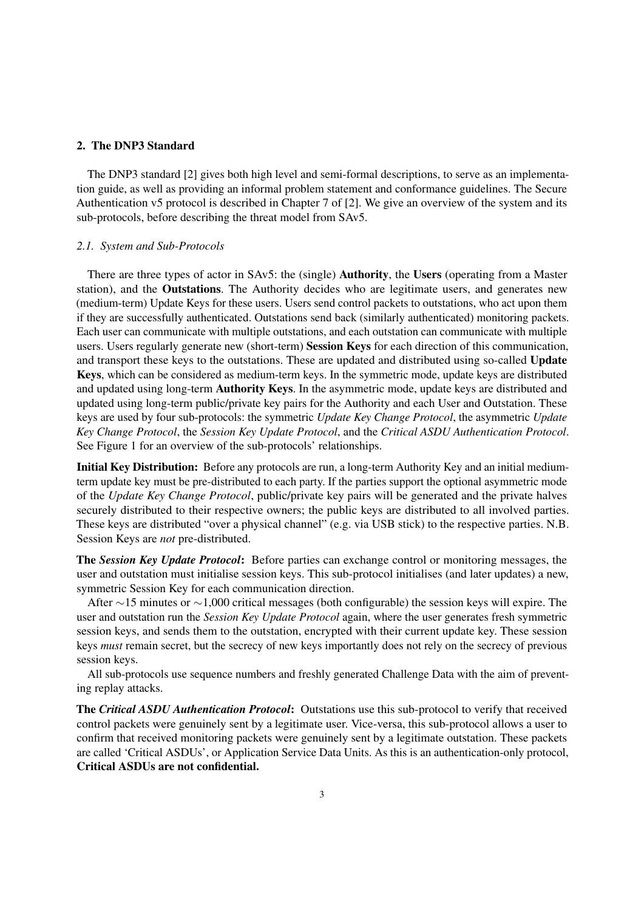## 2. The DNP3 Standard

The DNP3 standard [2] gives both high level and semi-formal descriptions, to serve as an implementation guide, as well as providing an informal problem statement and conformance guidelines. The Secure Authentication v5 protocol is described in Chapter 7 of [2]. We give an overview of the system and its sub-protocols, before describing the threat model from SAv5.

### *2.1. System and Sub-Protocols*

There are three types of actor in SAv5: the (single) **Authority**, the **Users** (operating from a Master station), and the **Outstations**. The Authority decides who are legitimate users, and generates new (medium-term) Update Keys for these users. Users send control packets to outstations, who act upon them if they are successfully authenticated. Outstations send back (similarly authenticated) monitoring packets. Each user can communicate with multiple outstations, and each outstation can communicate with multiple users. Users regularly generate new (short-term) **Session Keys** for each direction of this communication, and transport these keys to the outstations. These are updated and distributed using so-called **Update Keys**, which can be considered as medium-term keys. In the symmetric mode, update keys are distributed and updated using long-term **Authority Keys**. In the asymmetric mode, update keys are distributed and updated using long-term public/private key pairs for the Authority and each User and Outstation. These keys are used by four sub-protocols: the symmetric *Update Key Change Protocol*, the asymmetric *Update Key Change Protocol*, the *Session Key Update Protocol*, and the *Critical ASDU Authentication Protocol*. See Figure 1 for an overview of the sub-protocols' relationships.

**Initial Key Distribution:** Before any protocols are run, a long-term Authority Key and an initial medium-term update key must be pre-distributed to each party. If the parties support the optional asymmetric mode of the *Update Key Change Protocol*, public/private key pairs will be generated and the private halves securely distributed to their respective owners; the public keys are distributed to all involved parties. These keys are distributed "over a physical channel" (e.g. via USB stick) to the respective parties. N.B. Session Keys are *not* pre-distributed.

**The *Session Key Update Protocol*:** Before parties can exchange control or monitoring messages, the user and outstation must initialise session keys. This sub-protocol initialises (and later updates) a new, symmetric Session Key for each communication direction.

After ∼15 minutes or ∼1,000 critical messages (both configurable) the session keys will expire. The user and outstation run the *Session Key Update Protocol* again, where the user generates fresh symmetric session keys, and sends them to the outstation, encrypted with their current update key. These session keys *must* remain secret, but the secrecy of new keys importantly does not rely on the secrecy of previous session keys.

All sub-protocols use sequence numbers and freshly generated Challenge Data with the aim of preventing replay attacks.

**The *Critical ASDU Authentication Protocol*:** Outstations use this sub-protocol to verify that received control packets were genuinely sent by a legitimate user. Vice-versa, this sub-protocol allows a user to confirm that received monitoring packets were genuinely sent by a legitimate outstation. These packets are called 'Critical ASDUs', or Application Service Data Units. As this is an authentication-only protocol, **Critical ASDUs are not confidential.**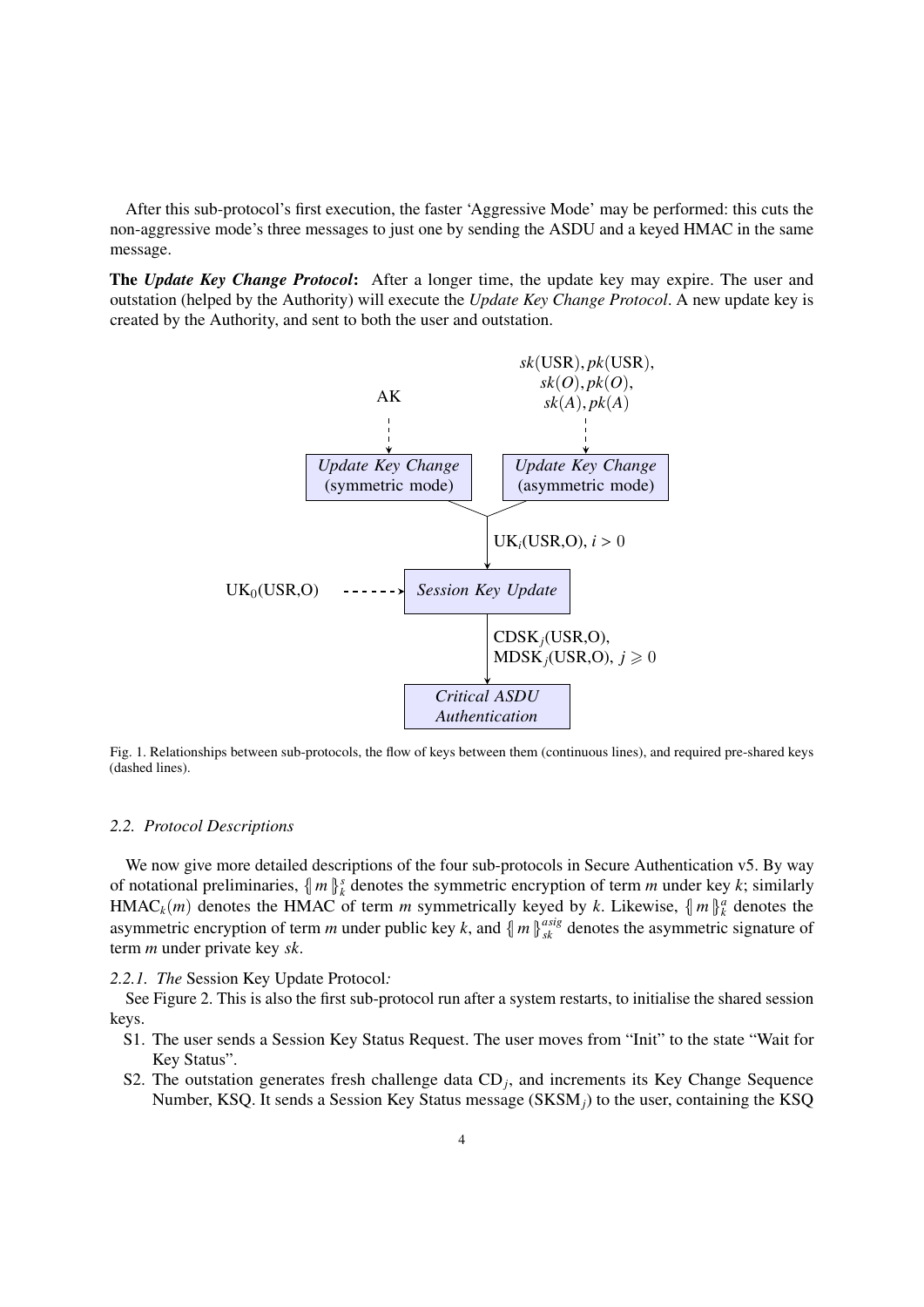After this sub-protocol's first execution, the faster 'Aggressive Mode' may be performed: this cuts the non-aggressive mode's three messages to just one by sending the ASDU and a keyed HMAC in the same message.

**The *Update Key Change Protocol*:** After a longer time, the update key may expire. The user and outstation (helped by the Authority) will execute the *Update Key Change Protocol*. A new update key is created by the Authority, and sent to both the user and outstation.

Fig. 1. Relationships between sub-protocols, the flow of keys between them (continuous lines), and required pre-shared keys (dashed lines).

### 2.2. Protocol Descriptions

We now give more detailed descriptions of the four sub-protocols in Secure Authentication v5. By way of notational preliminaries, $\{\!|\, m \,|\!\}^s_k$ denotes the symmetric encryption of term *m* under key *k*; similarly $\mathrm{HMAC}_k(m)$ denotes the HMAC of term *m* symmetrically keyed by *k*. Likewise, $\{\!|\, m \,|\!\}^a_k$ denotes the asymmetric encryption of term *m* under public key *k*, and $\{\!|\, m \,|\!\}^{asig}_{sk}$ denotes the asymmetric signature of term *m* under private key *sk*.

#### 2.2.1. The Session Key Update Protocol:

See Figure 2. This is also the first sub-protocol run after a system restarts, to initialise the shared session keys.

- S1. The user sends a Session Key Status Request. The user moves from "Init" to the state "Wait for Key Status".
- S2. The outstation generates fresh challenge data $\mathrm{CD}_j$, and increments its Key Change Sequence Number, KSQ. It sends a Session Key Status message ($\mathrm{SKSM}_j$) to the user, containing the KSQ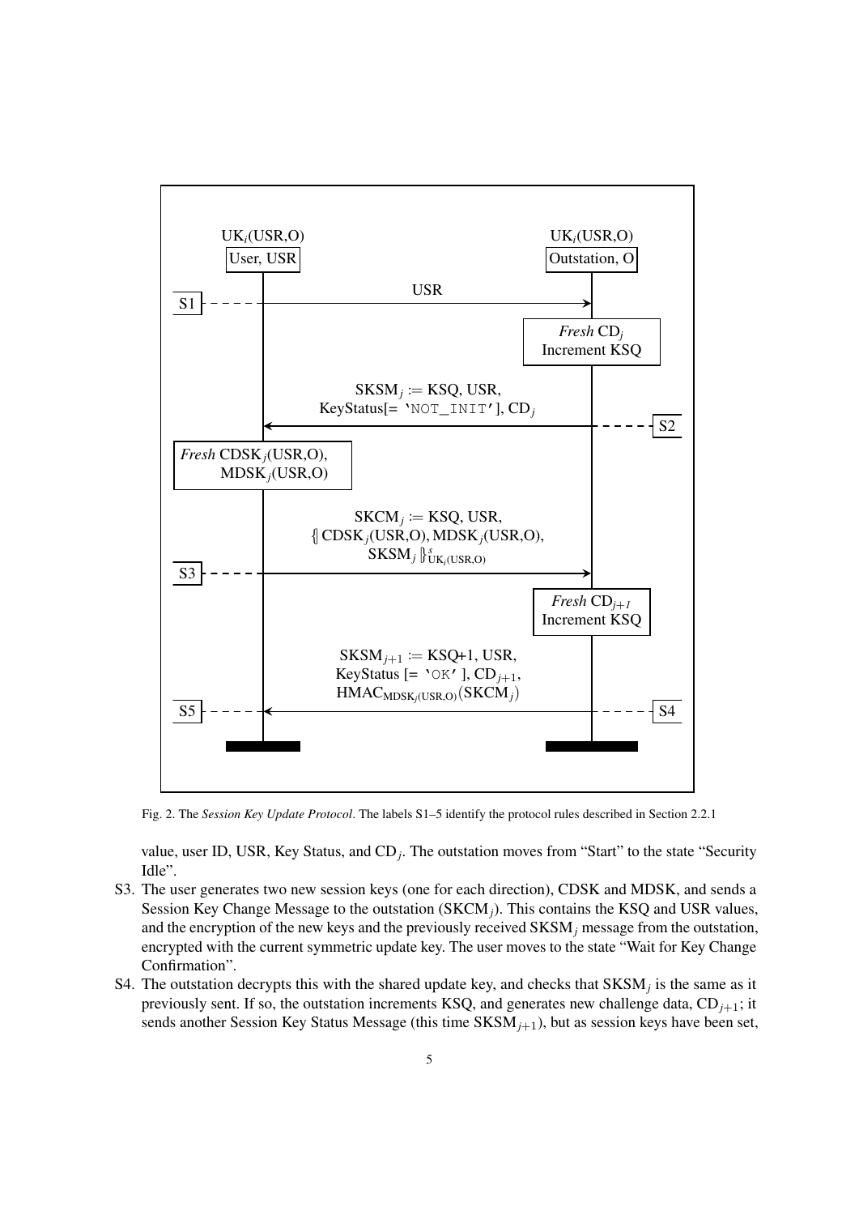Fig. 2. The *Session Key Update Protocol*. The labels S1–5 identify the protocol rules described in Section 2.2.1

value, user ID, USR, Key Status, and $CD_j$. The outstation moves from "Start" to the state "Security Idle".

S3. The user generates two new session keys (one for each direction), CDSK and MDSK, and sends a Session Key Change Message to the outstation ($SKCM_j$). This contains the KSQ and USR values, and the encryption of the new keys and the previously received $SKSM_j$ message from the outstation, encrypted with the current symmetric update key. The user moves to the state "Wait for Key Change Confirmation".

S4. The outstation decrypts this with the shared update key, and checks that $SKSM_j$ is the same as it previously sent. If so, the outstation increments KSQ, and generates new challenge data, $CD_{j+1}$; it sends another Session Key Status Message (this time $SKSM_{j+1}$), but as session keys have been set,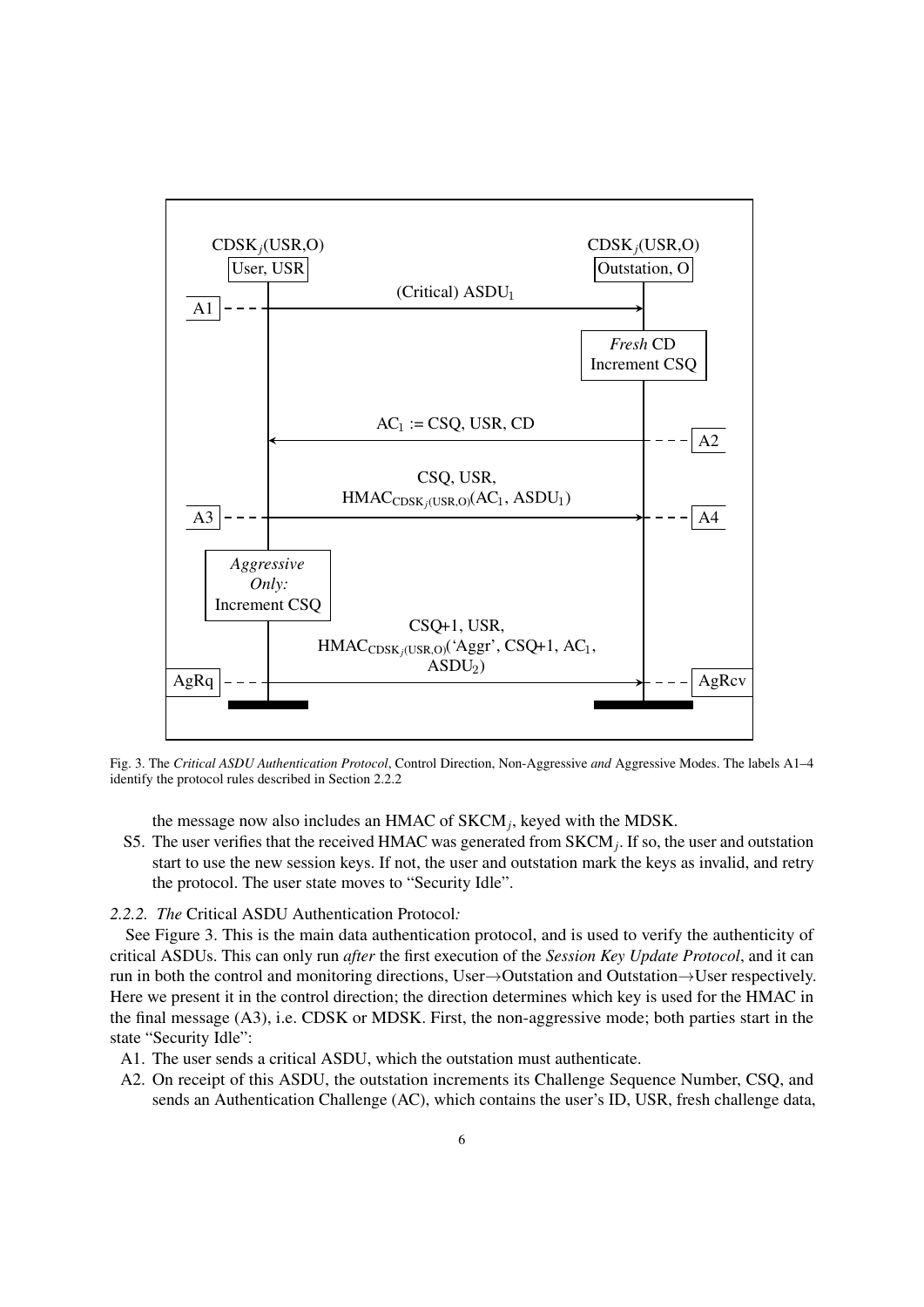Fig. 3. The *Critical ASDU Authentication Protocol*, Control Direction, Non-Aggressive *and* Aggressive Modes. The labels A1–4 identify the protocol rules described in Section 2.2.2

the message now also includes an HMAC of $SKCM_j$, keyed with the MDSK.

S5. The user verifies that the received HMAC was generated from $SKCM_j$. If so, the user and outstation start to use the new session keys. If not, the user and outstation mark the keys as invalid, and retry the protocol. The user state moves to "Security Idle".

#### 2.2.2. *The* Critical ASDU Authentication Protocol*:*

See Figure 3. This is the main data authentication protocol, and is used to verify the authenticity of critical ASDUs. This can only run *after* the first execution of the *Session Key Update Protocol*, and it can run in both the control and monitoring directions, User→Outstation and Outstation→User respectively. Here we present it in the control direction; the direction determines which key is used for the HMAC in the final message (A3), i.e. CDSK or MDSK. First, the non-aggressive mode; both parties start in the state "Security Idle":

A1. The user sends a critical ASDU, which the outstation must authenticate.

A2. On receipt of this ASDU, the outstation increments its Challenge Sequence Number, CSQ, and sends an Authentication Challenge (AC), which contains the user's ID, USR, fresh challenge data,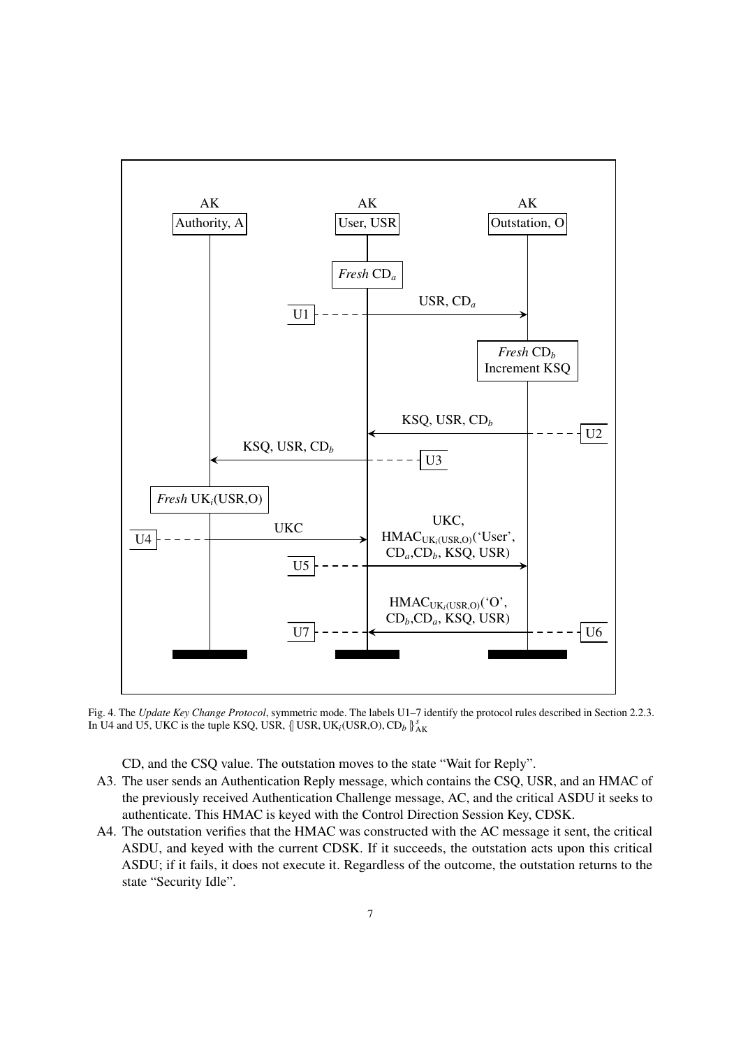Fig. 4. The *Update Key Change Protocol*, symmetric mode. The labels U1–7 identify the protocol rules described in Section 2.2.3. In U4 and U5, UKC is the tuple KSQ, USR, $\{\!|\, \text{USR}, \text{UK}_i(\text{USR,O}), \text{CD}_b \,|\!\}^s_{\text{AK}}$

CD, and the CSQ value. The outstation moves to the state “Wait for Reply”.

A3. The user sends an Authentication Reply message, which contains the CSQ, USR, and an HMAC of the previously received Authentication Challenge message, AC, and the critical ASDU it seeks to authenticate. This HMAC is keyed with the Control Direction Session Key, CDSK.

A4. The outstation verifies that the HMAC was constructed with the AC message it sent, the critical ASDU, and keyed with the current CDSK. If it succeeds, the outstation acts upon this critical ASDU; if it fails, it does not execute it. Regardless of the outcome, the outstation returns to the state “Security Idle”.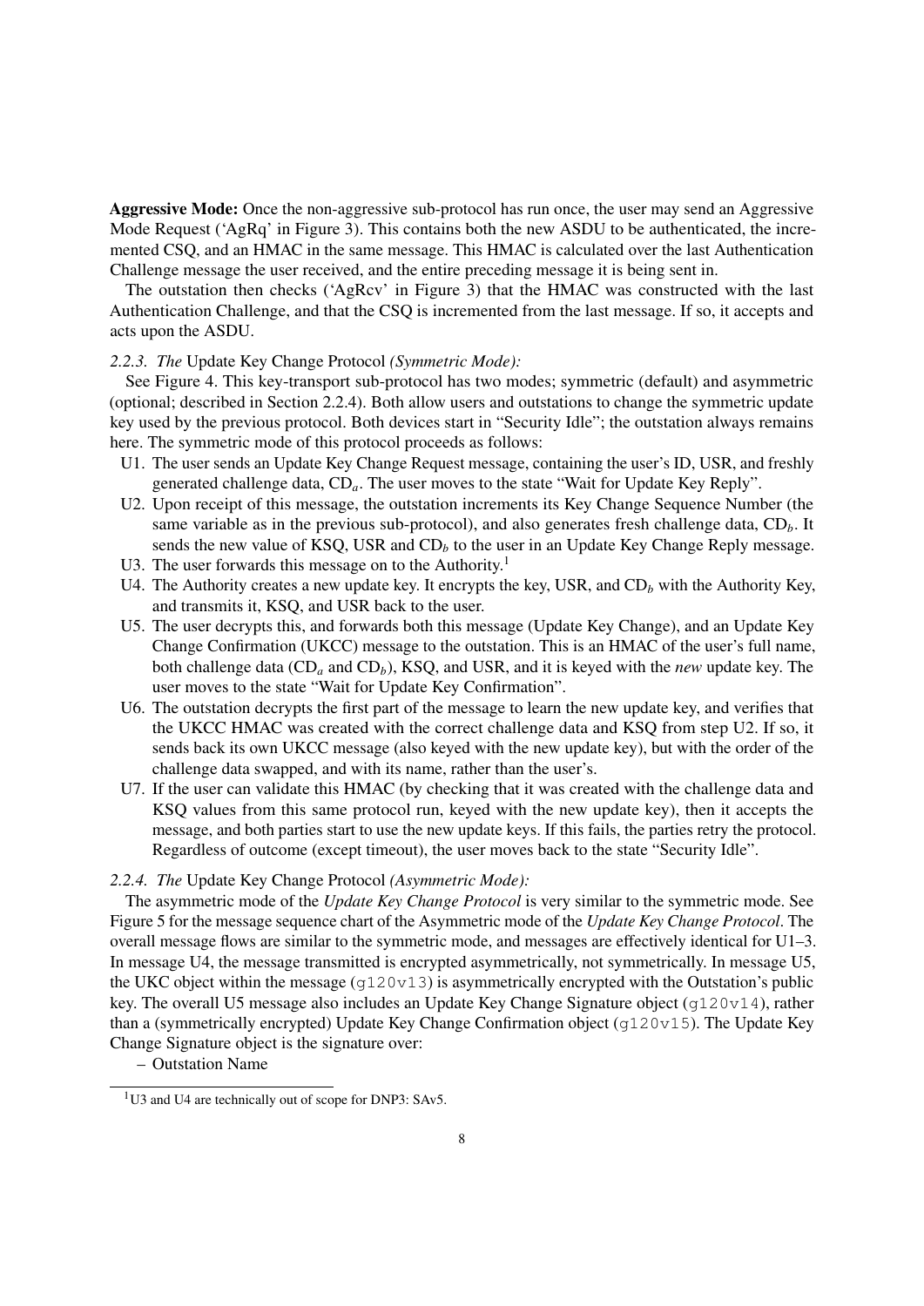**Aggressive Mode:** Once the non-aggressive sub-protocol has run once, the user may send an Aggressive Mode Request ('AgRq' in Figure 3). This contains both the new ASDU to be authenticated, the incremented CSQ, and an HMAC in the same message. This HMAC is calculated over the last Authentication Challenge message the user received, and the entire preceding message it is being sent in.

The outstation then checks ('AgRcv' in Figure 3) that the HMAC was constructed with the last Authentication Challenge, and that the CSQ is incremented from the last message. If so, it accepts and acts upon the ASDU.

*2.2.3. The* Update Key Change Protocol *(Symmetric Mode):*

See Figure 4. This key-transport sub-protocol has two modes; symmetric (default) and asymmetric (optional; described in Section 2.2.4). Both allow users and outstations to change the symmetric update key used by the previous protocol. Both devices start in "Security Idle"; the outstation always remains here. The symmetric mode of this protocol proceeds as follows:

- U1. The user sends an Update Key Change Request message, containing the user's ID, USR, and freshly generated challenge data, $CD_a$. The user moves to the state "Wait for Update Key Reply".
- U2. Upon receipt of this message, the outstation increments its Key Change Sequence Number (the same variable as in the previous sub-protocol), and also generates fresh challenge data, $CD_b$. It sends the new value of KSQ, USR and $CD_b$ to the user in an Update Key Change Reply message.
- U3. The user forwards this message on to the Authority.[1]
- U4. The Authority creates a new update key. It encrypts the key, USR, and $CD_b$ with the Authority Key, and transmits it, KSQ, and USR back to the user.
- U5. The user decrypts this, and forwards both this message (Update Key Change), and an Update Key Change Confirmation (UKCC) message to the outstation. This is an HMAC of the user's full name, both challenge data ($CD_a$ and $CD_b$), KSQ, and USR, and it is keyed with the *new* update key. The user moves to the state "Wait for Update Key Confirmation".
- U6. The outstation decrypts the first part of the message to learn the new update key, and verifies that the UKCC HMAC was created with the correct challenge data and KSQ from step U2. If so, it sends back its own UKCC message (also keyed with the new update key), but with the order of the challenge data swapped, and with its name, rather than the user's.
- U7. If the user can validate this HMAC (by checking that it was created with the challenge data and KSQ values from this same protocol run, keyed with the new update key), then it accepts the message, and both parties start to use the new update keys. If this fails, the parties retry the protocol. Regardless of outcome (except timeout), the user moves back to the state "Security Idle".

*2.2.4. The* Update Key Change Protocol *(Asymmetric Mode):*

The asymmetric mode of the *Update Key Change Protocol* is very similar to the symmetric mode. See Figure 5 for the message sequence chart of the Asymmetric mode of the *Update Key Change Protocol*. The overall message flows are similar to the symmetric mode, and messages are effectively identical for U1–3. In message U4, the message transmitted is encrypted asymmetrically, not symmetrically. In message U5, the UKC object within the message (`g120v13`) is asymmetrically encrypted with the Outstation's public key. The overall U5 message also includes an Update Key Change Signature object (`g120v14`), rather than a (symmetrically encrypted) Update Key Change Confirmation object (`g120v15`). The Update Key Change Signature object is the signature over:

- Outstation Name

[1] U3 and U4 are technically out of scope for DNP3: SAv5.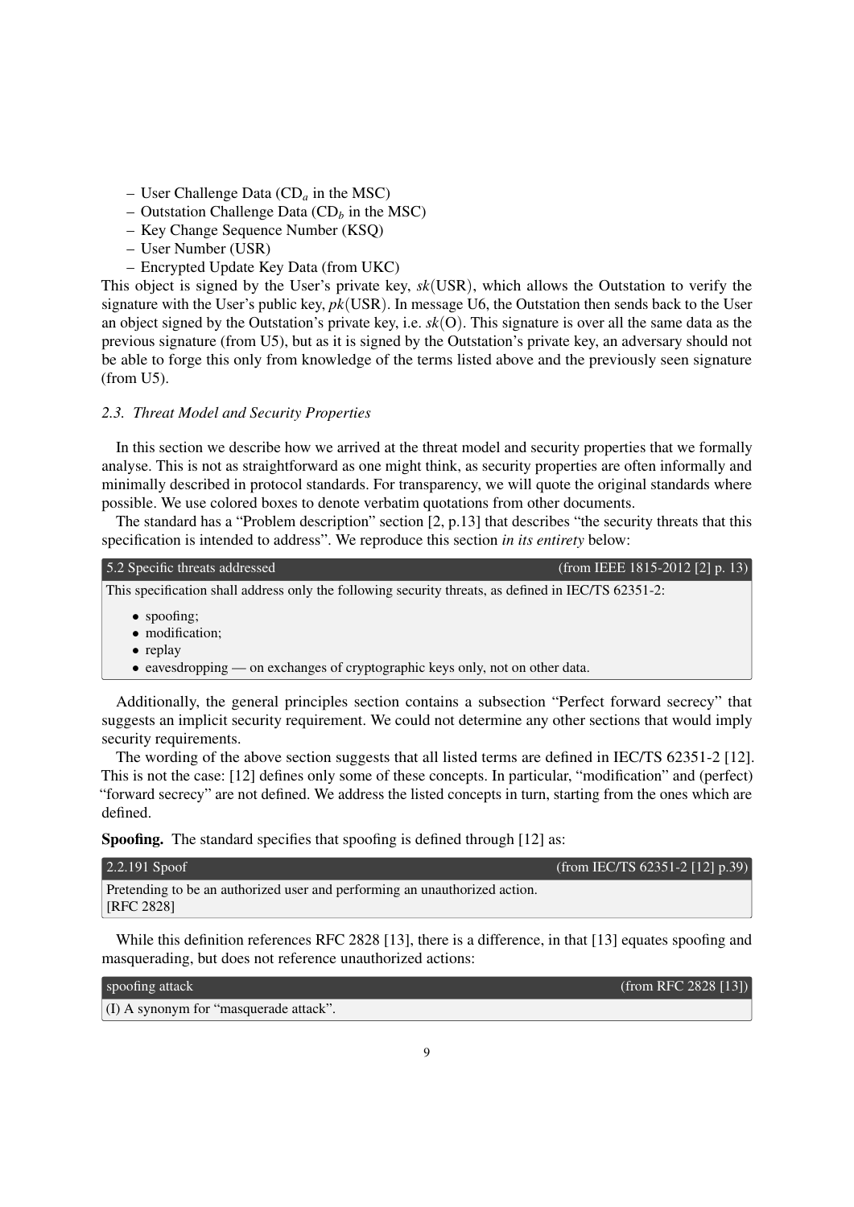- User Challenge Data ($CD_a$ in the MSC)
- Outstation Challenge Data ($CD_b$ in the MSC)
- Key Change Sequence Number (KSQ)
- User Number (USR)
- Encrypted Update Key Data (from UKC)

This object is signed by the User's private key, $sk(\text{USR})$, which allows the Outstation to verify the signature with the User's public key, $pk(\text{USR})$. In message U6, the Outstation then sends back to the User an object signed by the Outstation's private key, i.e. $sk(\text{O})$. This signature is over all the same data as the previous signature (from U5), but as it is signed by the Outstation's private key, an adversary should not be able to forge this only from knowledge of the terms listed above and the previously seen signature (from U5).

### *2.3. Threat Model and Security Properties*

In this section we describe how we arrived at the threat model and security properties that we formally analyse. This is not as straightforward as one might think, as security properties are often informally and minimally described in protocol standards. For transparency, we will quote the original standards where possible. We use colored boxes to denote verbatim quotations from other documents.

The standard has a "Problem description" section [2, p.13] that describes "the security threats that this specification is intended to address". We reproduce this section *in its entirety* below:

> **5.2 Specific threats addressed** (from IEEE 1815-2012 [2] p. 13)
>
> This specification shall address only the following security threats, as defined in IEC/TS 62351-2:
>
> - spoofing;
> - modification;
> - replay
> - eavesdropping — on exchanges of cryptographic keys only, not on other data.

Additionally, the general principles section contains a subsection "Perfect forward secrecy" that suggests an implicit security requirement. We could not determine any other sections that would imply security requirements.

The wording of the above section suggests that all listed terms are defined in IEC/TS 62351-2 [12]. This is not the case: [12] defines only some of these concepts. In particular, "modification" and (perfect) "forward secrecy" are not defined. We address the listed concepts in turn, starting from the ones which are defined.

**Spoofing.** The standard specifies that spoofing is defined through [12] as:

> **2.2.191 Spoof** (from IEC/TS 62351-2 [12] p.39)
>
> Pretending to be an authorized user and performing an unauthorized action.
> [RFC 2828]

While this definition references RFC 2828 [13], there is a difference, in that [13] equates spoofing and masquerading, but does not reference unauthorized actions:

> **spoofing attack** (from RFC 2828 [13])
>
> (I) A synonym for "masquerade attack".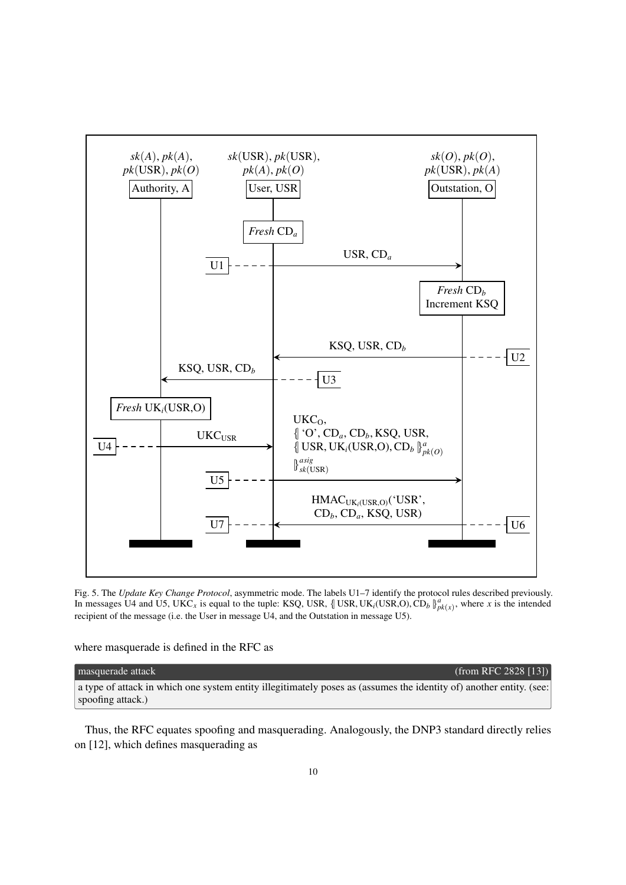Fig. 5. The *Update Key Change Protocol*, asymmetric mode. The labels U1–7 identify the protocol rules described previously. In messages U4 and U5, $\text{UKC}_x$ is equal to the tuple: KSQ, USR, $\{\!|\, \text{USR}, \text{UK}_i(\text{USR,O}), \text{CD}_b \,|\!\}^{a}_{pk(x)}$, where $x$ is the intended recipient of the message (i.e. the User in message U4, and the Outstation in message U5).

where masquerade is defined in the RFC as

**masquerade attack** (from RFC 2828 [13])

> a type of attack in which one system entity illegitimately poses as (assumes the identity of) another entity. (see: spoofing attack.)

Thus, the RFC equates spoofing and masquerading. Analogously, the DNP3 standard directly relies on [12], which defines masquerading as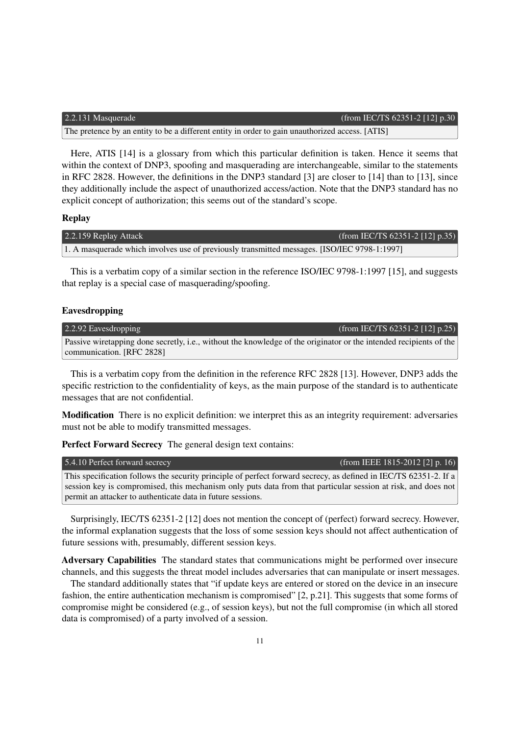| 2.2.131 Masquerade | (from IEC/TS 62351-2 [12] p.30 |
|---|---|
| The pretence by an entity to be a different entity in order to gain unauthorized access. [ATIS] | |

Here, ATIS [14] is a glossary from which this particular definition is taken. Hence it seems that within the context of DNP3, spoofing and masquerading are interchangeable, similar to the statements in RFC 2828. However, the definitions in the DNP3 standard [3] are closer to [14] than to [13], since they additionally include the aspect of unauthorized access/action. Note that the DNP3 standard has no explicit concept of authorization; this seems out of the standard's scope.

**Replay**

| 2.2.159 Replay Attack | (from IEC/TS 62351-2 [12] p.35) |
|---|---|
| 1. A masquerade which involves use of previously transmitted messages. [ISO/IEC 9798-1:1997] | |

This is a verbatim copy of a similar section in the reference ISO/IEC 9798-1:1997 [15], and suggests that replay is a special case of masquerading/spoofing.

**Eavesdropping**

| 2.2.92 Eavesdropping | (from IEC/TS 62351-2 [12] p.25) |
|---|---|
| Passive wiretapping done secretly, i.e., without the knowledge of the originator or the intended recipients of the communication. [RFC 2828] | |

This is a verbatim copy from the definition in the reference RFC 2828 [13]. However, DNP3 adds the specific restriction to the confidentiality of keys, as the main purpose of the standard is to authenticate messages that are not confidential.

**Modification** There is no explicit definition: we interpret this as an integrity requirement: adversaries must not be able to modify transmitted messages.

**Perfect Forward Secrecy** The general design text contains:

| 5.4.10 Perfect forward secrecy | (from IEEE 1815-2012 [2] p. 16) |
|---|---|
| This specification follows the security principle of perfect forward secrecy, as defined in IEC/TS 62351-2. If a session key is compromised, this mechanism only puts data from that particular session at risk, and does not permit an attacker to authenticate data in future sessions. | |

Surprisingly, IEC/TS 62351-2 [12] does not mention the concept of (perfect) forward secrecy. However, the informal explanation suggests that the loss of some session keys should not affect authentication of future sessions with, presumably, different session keys.

**Adversary Capabilities** The standard states that communications might be performed over insecure channels, and this suggests the threat model includes adversaries that can manipulate or insert messages.

The standard additionally states that "if update keys are entered or stored on the device in an insecure fashion, the entire authentication mechanism is compromised" [2, p.21]. This suggests that some forms of compromise might be considered (e.g., of session keys), but not the full compromise (in which all stored data is compromised) of a party involved of a session.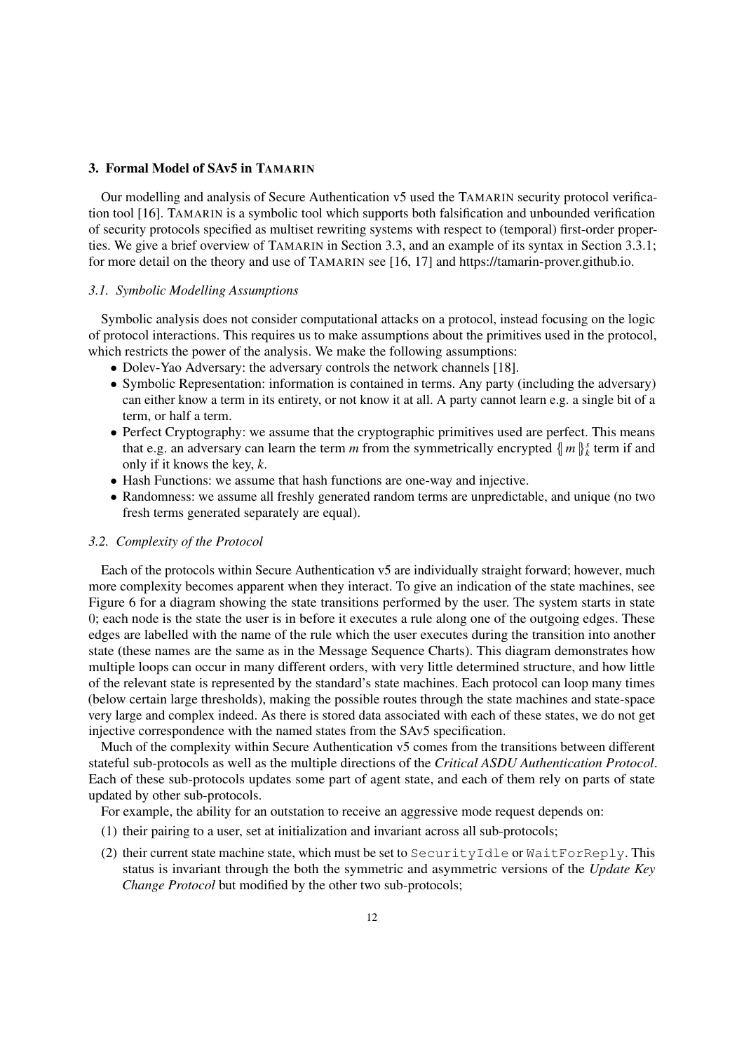## 3. Formal Model of SAv5 in TAMARIN

Our modelling and analysis of Secure Authentication v5 used the TAMARIN security protocol verification tool [16]. TAMARIN is a symbolic tool which supports both falsification and unbounded verification of security protocols specified as multiset rewriting systems with respect to (temporal) first-order properties. We give a brief overview of TAMARIN in Section 3.3, and an example of its syntax in Section 3.3.1; for more detail on the theory and use of TAMARIN see [16, 17] and https://tamarin-prover.github.io.

### *3.1. Symbolic Modelling Assumptions*

Symbolic analysis does not consider computational attacks on a protocol, instead focusing on the logic of protocol interactions. This requires us to make assumptions about the primitives used in the protocol, which restricts the power of the analysis. We make the following assumptions:

- Dolev-Yao Adversary: the adversary controls the network channels [18].
- Symbolic Representation: information is contained in terms. Any party (including the adversary) can either know a term in its entirety, or not know it at all. A party cannot learn e.g. a single bit of a term, or half a term.
- Perfect Cryptography: we assume that the cryptographic primitives used are perfect. This means that e.g. an adversary can learn the term $m$ from the symmetrically encrypted $\{\!|\, m \,|\!\}^s_k$ term if and only if it knows the key, $k$.
- Hash Functions: we assume that hash functions are one-way and injective.
- Randomness: we assume all freshly generated random terms are unpredictable, and unique (no two fresh terms generated separately are equal).

### *3.2. Complexity of the Protocol*

Each of the protocols within Secure Authentication v5 are individually straight forward; however, much more complexity becomes apparent when they interact. To give an indication of the state machines, see Figure 6 for a diagram showing the state transitions performed by the user. The system starts in state 0; each node is the state the user is in before it executes a rule along one of the outgoing edges. These edges are labelled with the name of the rule which the user executes during the transition into another state (these names are the same as in the Message Sequence Charts). This diagram demonstrates how multiple loops can occur in many different orders, with very little determined structure, and how little of the relevant state is represented by the standard's state machines. Each protocol can loop many times (below certain large thresholds), making the possible routes through the state machines and state-space very large and complex indeed. As there is stored data associated with each of these states, we do not get injective correspondence with the named states from the SAv5 specification.

Much of the complexity within Secure Authentication v5 comes from the transitions between different stateful sub-protocols as well as the multiple directions of the *Critical ASDU Authentication Protocol*. Each of these sub-protocols updates some part of agent state, and each of them rely on parts of state updated by other sub-protocols.

For example, the ability for an outstation to receive an aggressive mode request depends on:

(1) their pairing to a user, set at initialization and invariant across all sub-protocols;

(2) their current state machine state, which must be set to `SecurityIdle` or `WaitForReply`. This status is invariant through the both the symmetric and asymmetric versions of the *Update Key Change Protocol* but modified by the other two sub-protocols;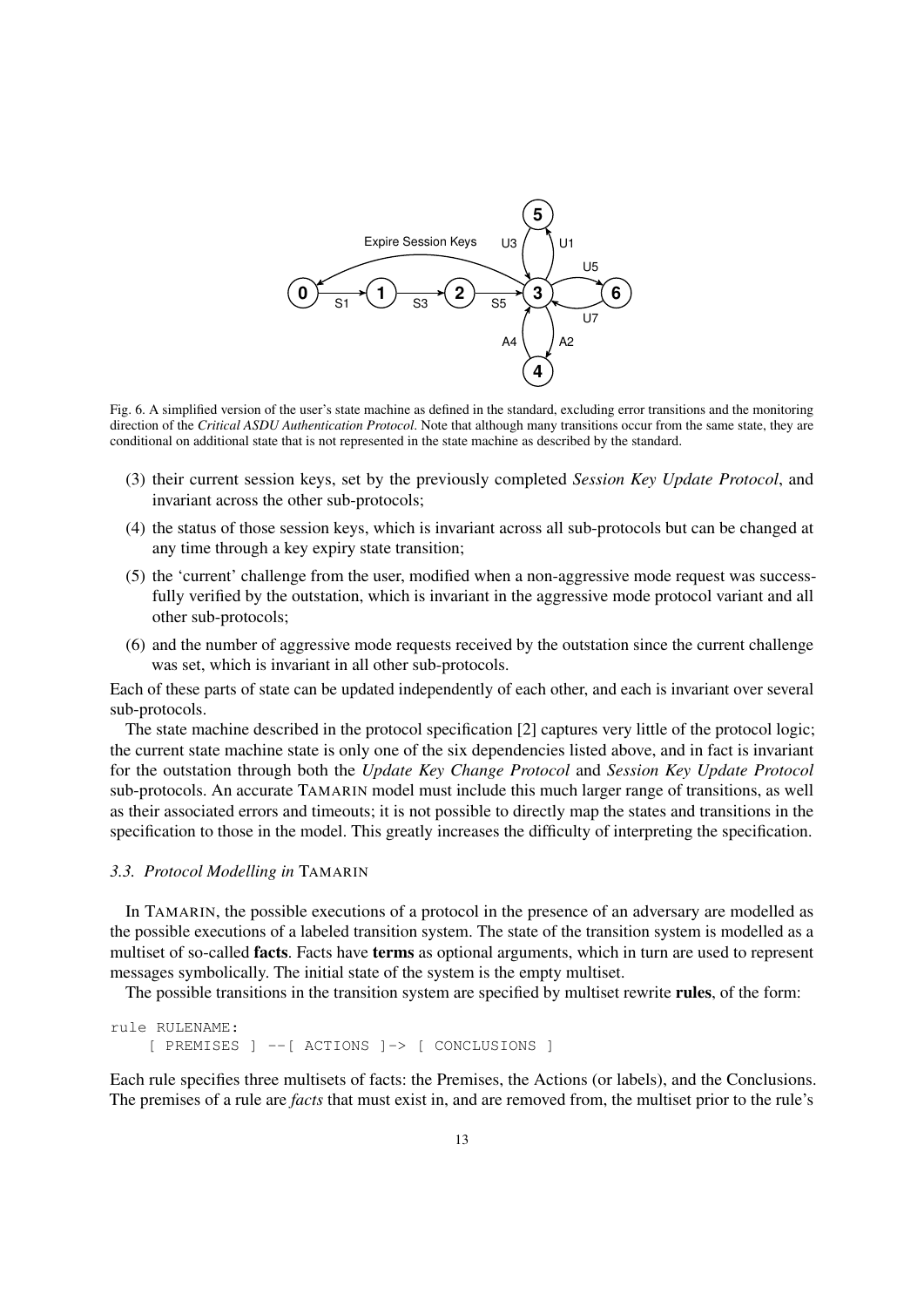Fig. 6. A simplified version of the user's state machine as defined in the standard, excluding error transitions and the monitoring direction of the *Critical ASDU Authentication Protocol*. Note that although many transitions occur from the same state, they are conditional on additional state that is not represented in the state machine as described by the standard.

(3) their current session keys, set by the previously completed *Session Key Update Protocol*, and invariant across the other sub-protocols;

(4) the status of those session keys, which is invariant across all sub-protocols but can be changed at any time through a key expiry state transition;

(5) the 'current' challenge from the user, modified when a non-aggressive mode request was successfully verified by the outstation, which is invariant in the aggressive mode protocol variant and all other sub-protocols;

(6) and the number of aggressive mode requests received by the outstation since the current challenge was set, which is invariant in all other sub-protocols.

Each of these parts of state can be updated independently of each other, and each is invariant over several sub-protocols.

The state machine described in the protocol specification [2] captures very little of the protocol logic; the current state machine state is only one of the six dependencies listed above, and in fact is invariant for the outstation through both the *Update Key Change Protocol* and *Session Key Update Protocol* sub-protocols. An accurate TAMARIN model must include this much larger range of transitions, as well as their associated errors and timeouts; it is not possible to directly map the states and transitions in the specification to those in the model. This greatly increases the difficulty of interpreting the specification.

### 3.3. Protocol Modelling in TAMARIN

In TAMARIN, the possible executions of a protocol in the presence of an adversary are modelled as the possible executions of a labeled transition system. The state of the transition system is modelled as a multiset of so-called **facts**. Facts have **terms** as optional arguments, which in turn are used to represent messages symbolically. The initial state of the system is the empty multiset.

The possible transitions in the transition system are specified by multiset rewrite **rules**, of the form:

```
rule RULENAME:
    [ PREMISES ] --[ ACTIONS ]-> [ CONCLUSIONS ]
```

Each rule specifies three multisets of facts: the Premises, the Actions (or labels), and the Conclusions. The premises of a rule are *facts* that must exist in, and are removed from, the multiset prior to the rule's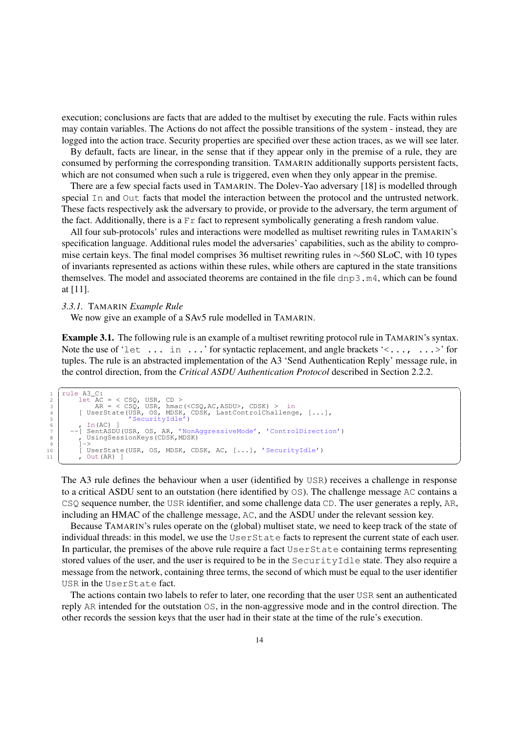execution; conclusions are facts that are added to the multiset by executing the rule. Facts within rules may contain variables. The Actions do not affect the possible transitions of the system - instead, they are logged into the action trace. Security properties are specified over these action traces, as we will see later.

By default, facts are linear, in the sense that if they appear only in the premise of a rule, they are consumed by performing the corresponding transition. TAMARIN additionally supports persistent facts, which are not consumed when such a rule is triggered, even when they only appear in the premise.

There are a few special facts used in TAMARIN. The Dolev-Yao adversary [18] is modelled through special `In` and `Out` facts that model the interaction between the protocol and the untrusted network. These facts respectively ask the adversary to provide, or provide to the adversary, the term argument of the fact. Additionally, there is a `Fr` fact to represent symbolically generating a fresh random value.

All four sub-protocols' rules and interactions were modelled as multiset rewriting rules in TAMARIN's specification language. Additional rules model the adversaries' capabilities, such as the ability to compromise certain keys. The final model comprises 36 multiset rewriting rules in ∼560 SLoC, with 10 types of invariants represented as actions within these rules, while others are captured in the state transitions themselves. The model and associated theorems are contained in the file `dnp3.m4`, which can be found at [11].

### 3.3.1. TAMARIN *Example Rule*

We now give an example of a SAv5 rule modelled in TAMARIN.

**Example 3.1.** The following rule is an example of a multiset rewriting protocol rule in TAMARIN's syntax. Note the use of '`let ... in ...`' for syntactic replacement, and angle brackets '`<..., ...>`' for tuples. The rule is an abstracted implementation of the A3 'Send Authentication Reply' message rule, in the control direction, from the *Critical ASDU Authentication Protocol* described in Section 2.2.2.

```
1  rule A3_C:
2      let AC = < CSQ, USR, CD >
3          AR = < CSQ, USR, hmac(<CSQ,AC,ASDU>, CDSK) >  in
4      [ UserState(USR, OS, MDSK, CDSK, LastControlChallenge, [...],
5                  'SecurityIdle')
6      , In(AC) ]
7    --[ SentASDU(USR, OS, AR, 'NonAggressiveMode', 'ControlDirection')
8      , UsingSessionKeys(CDSK,MDSK)
9      ]->
10     [ UserState(USR, OS, MDSK, CDSK, AC, [...], 'SecurityIdle')
11     , Out(AR) ]
```

The A3 rule defines the behaviour when a user (identified by `USR`) receives a challenge in response to a critical ASDU sent to an outstation (here identified by `OS`). The challenge message `AC` contains a `CSQ` sequence number, the `USR` identifier, and some challenge data `CD`. The user generates a reply, `AR`, including an HMAC of the challenge message, `AC`, and the ASDU under the relevant session key.

Because TAMARIN's rules operate on the (global) multiset state, we need to keep track of the state of individual threads: in this model, we use the `UserState` facts to represent the current state of each user. In particular, the premises of the above rule require a fact `UserState` containing terms representing stored values of the user, and the user is required to be in the `SecurityIdle` state. They also require a message from the network, containing three terms, the second of which must be equal to the user identifier `USR` in the `UserState` fact.

The actions contain two labels to refer to later, one recording that the user `USR` sent an authenticated reply `AR` intended for the outstation `OS`, in the non-aggressive mode and in the control direction. The other records the session keys that the user had in their state at the time of the rule's execution.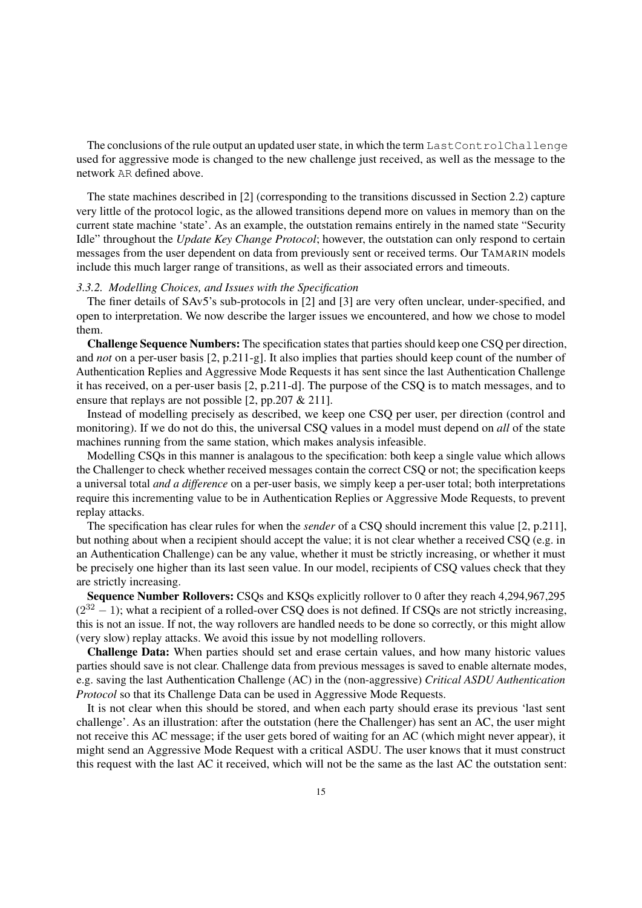The conclusions of the rule output an updated user state, in which the term `LastControlChallenge` used for aggressive mode is changed to the new challenge just received, as well as the message to the network `AR` defined above.

The state machines described in [2] (corresponding to the transitions discussed in Section 2.2) capture very little of the protocol logic, as the allowed transitions depend more on values in memory than on the current state machine 'state'. As an example, the outstation remains entirely in the named state "Security Idle" throughout the *Update Key Change Protocol*; however, the outstation can only respond to certain messages from the user dependent on data from previously sent or received terms. Our TAMARIN models include this much larger range of transitions, as well as their associated errors and timeouts.

### *3.3.2. Modelling Choices, and Issues with the Specification*

The finer details of SAv5's sub-protocols in [2] and [3] are very often unclear, under-specified, and open to interpretation. We now describe the larger issues we encountered, and how we chose to model them.

**Challenge Sequence Numbers:** The specification states that parties should keep one CSQ per direction, and *not* on a per-user basis [2, p.211-g]. It also implies that parties should keep count of the number of Authentication Replies and Aggressive Mode Requests it has sent since the last Authentication Challenge it has received, on a per-user basis [2, p.211-d]. The purpose of the CSQ is to match messages, and to ensure that replays are not possible [2, pp.207 & 211].

Instead of modelling precisely as described, we keep one CSQ per user, per direction (control and monitoring). If we do not do this, the universal CSQ values in a model must depend on *all* of the state machines running from the same station, which makes analysis infeasible.

Modelling CSQs in this manner is analagous to the specification: both keep a single value which allows the Challenger to check whether received messages contain the correct CSQ or not; the specification keeps a universal total *and a difference* on a per-user basis, we simply keep a per-user total; both interpretations require this incrementing value to be in Authentication Replies or Aggressive Mode Requests, to prevent replay attacks.

The specification has clear rules for when the *sender* of a CSQ should increment this value [2, p.211], but nothing about when a recipient should accept the value; it is not clear whether a received CSQ (e.g. in an Authentication Challenge) can be any value, whether it must be strictly increasing, or whether it must be precisely one higher than its last seen value. In our model, recipients of CSQ values check that they are strictly increasing.

**Sequence Number Rollovers:** CSQs and KSQs explicitly rollover to 0 after they reach 4,294,967,295 ($2^{32} - 1$); what a recipient of a rolled-over CSQ does is not defined. If CSQs are not strictly increasing, this is not an issue. If not, the way rollovers are handled needs to be done so correctly, or this might allow (very slow) replay attacks. We avoid this issue by not modelling rollovers.

**Challenge Data:** When parties should set and erase certain values, and how many historic values parties should save is not clear. Challenge data from previous messages is saved to enable alternate modes, e.g. saving the last Authentication Challenge (AC) in the (non-aggressive) *Critical ASDU Authentication Protocol* so that its Challenge Data can be used in Aggressive Mode Requests.

It is not clear when this should be stored, and when each party should erase its previous 'last sent challenge'. As an illustration: after the outstation (here the Challenger) has sent an AC, the user might not receive this AC message; if the user gets bored of waiting for an AC (which might never appear), it might send an Aggressive Mode Request with a critical ASDU. The user knows that it must construct this request with the last AC it received, which will not be the same as the last AC the outstation sent: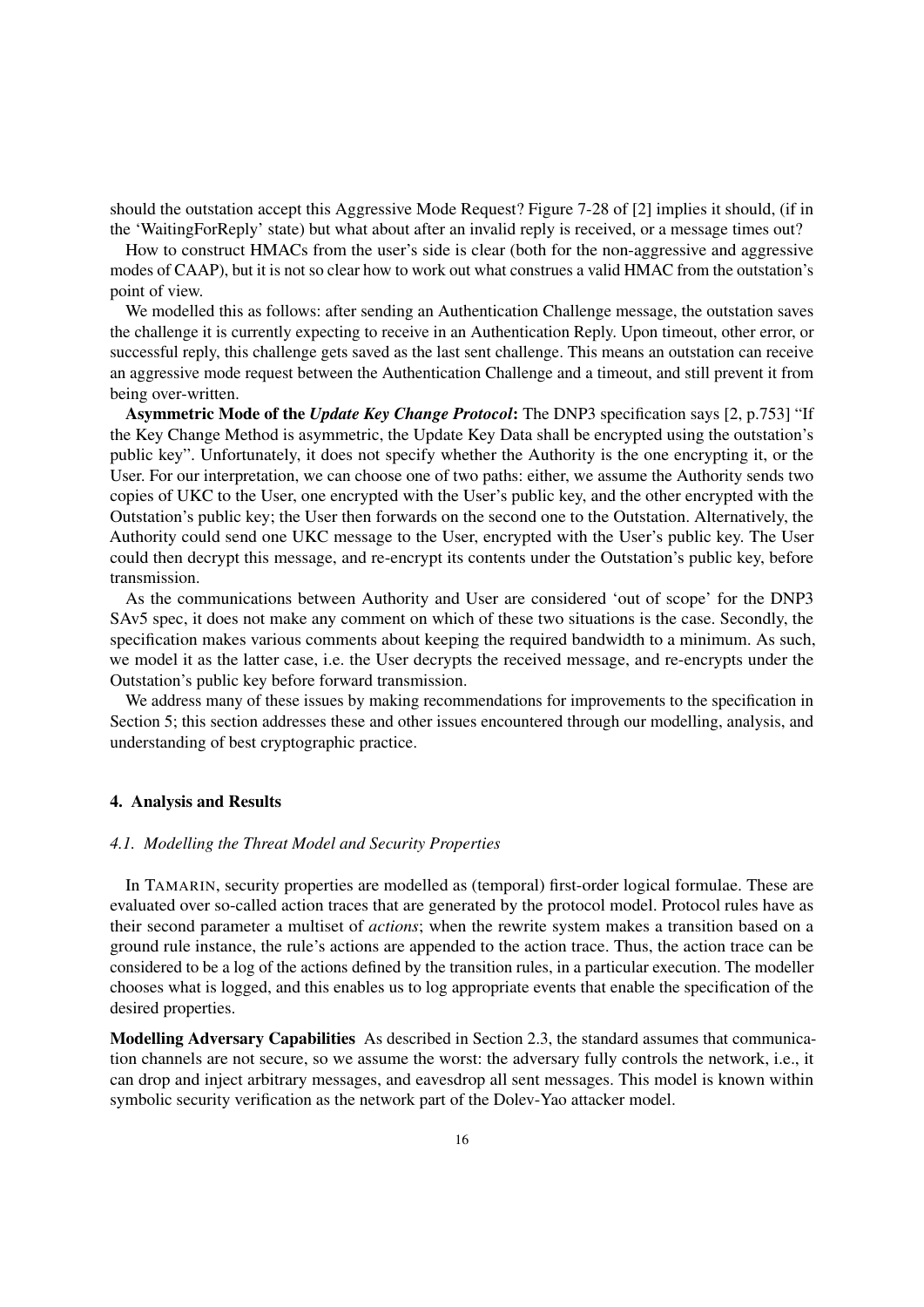should the outstation accept this Aggressive Mode Request? Figure 7-28 of [2] implies it should, (if in the 'WaitingForReply' state) but what about after an invalid reply is received, or a message times out?

How to construct HMACs from the user's side is clear (both for the non-aggressive and aggressive modes of CAAP), but it is not so clear how to work out what construes a valid HMAC from the outstation's point of view.

We modelled this as follows: after sending an Authentication Challenge message, the outstation saves the challenge it is currently expecting to receive in an Authentication Reply. Upon timeout, other error, or successful reply, this challenge gets saved as the last sent challenge. This means an outstation can receive an aggressive mode request between the Authentication Challenge and a timeout, and still prevent it from being over-written.

**Asymmetric Mode of the *Update Key Change Protocol*:** The DNP3 specification says [2, p.753] "If the Key Change Method is asymmetric, the Update Key Data shall be encrypted using the outstation's public key". Unfortunately, it does not specify whether the Authority is the one encrypting it, or the User. For our interpretation, we can choose one of two paths: either, we assume the Authority sends two copies of UKC to the User, one encrypted with the User's public key, and the other encrypted with the Outstation's public key; the User then forwards on the second one to the Outstation. Alternatively, the Authority could send one UKC message to the User, encrypted with the User's public key. The User could then decrypt this message, and re-encrypt its contents under the Outstation's public key, before transmission.

As the communications between Authority and User are considered 'out of scope' for the DNP3 SAv5 spec, it does not make any comment on which of these two situations is the case. Secondly, the specification makes various comments about keeping the required bandwidth to a minimum. As such, we model it as the latter case, i.e. the User decrypts the received message, and re-encrypts under the Outstation's public key before forward transmission.

We address many of these issues by making recommendations for improvements to the specification in Section 5; this section addresses these and other issues encountered through our modelling, analysis, and understanding of best cryptographic practice.

## 4. Analysis and Results

### 4.1. Modelling the Threat Model and Security Properties

In TAMARIN, security properties are modelled as (temporal) first-order logical formulae. These are evaluated over so-called action traces that are generated by the protocol model. Protocol rules have as their second parameter a multiset of *actions*; when the rewrite system makes a transition based on a ground rule instance, the rule's actions are appended to the action trace. Thus, the action trace can be considered to be a log of the actions defined by the transition rules, in a particular execution. The modeller chooses what is logged, and this enables us to log appropriate events that enable the specification of the desired properties.

**Modelling Adversary Capabilities** As described in Section 2.3, the standard assumes that communication channels are not secure, so we assume the worst: the adversary fully controls the network, i.e., it can drop and inject arbitrary messages, and eavesdrop all sent messages. This model is known within symbolic security verification as the network part of the Dolev-Yao attacker model.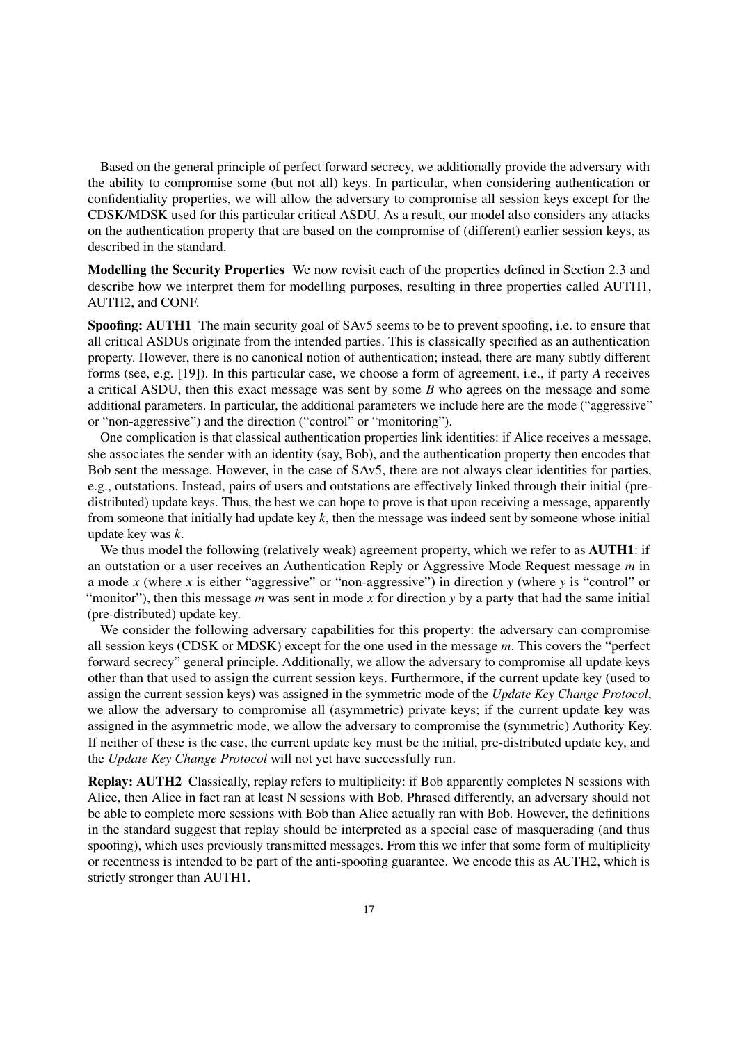Based on the general principle of perfect forward secrecy, we additionally provide the adversary with the ability to compromise some (but not all) keys. In particular, when considering authentication or confidentiality properties, we will allow the adversary to compromise all session keys except for the CDSK/MDSK used for this particular critical ASDU. As a result, our model also considers any attacks on the authentication property that are based on the compromise of (different) earlier session keys, as described in the standard.

**Modelling the Security Properties** We now revisit each of the properties defined in Section 2.3 and describe how we interpret them for modelling purposes, resulting in three properties called AUTH1, AUTH2, and CONF.

**Spoofing: AUTH1** The main security goal of SAv5 seems to be to prevent spoofing, i.e. to ensure that all critical ASDUs originate from the intended parties. This is classically specified as an authentication property. However, there is no canonical notion of authentication; instead, there are many subtly different forms (see, e.g. [19]). In this particular case, we choose a form of agreement, i.e., if party *A* receives a critical ASDU, then this exact message was sent by some *B* who agrees on the message and some additional parameters. In particular, the additional parameters we include here are the mode ("aggressive" or "non-aggressive") and the direction ("control" or "monitoring").

One complication is that classical authentication properties link identities: if Alice receives a message, she associates the sender with an identity (say, Bob), and the authentication property then encodes that Bob sent the message. However, in the case of SAv5, there are not always clear identities for parties, e.g., outstations. Instead, pairs of users and outstations are effectively linked through their initial (pre-distributed) update keys. Thus, the best we can hope to prove is that upon receiving a message, apparently from someone that initially had update key *k*, then the message was indeed sent by someone whose initial update key was *k*.

We thus model the following (relatively weak) agreement property, which we refer to as **AUTH1**: if an outstation or a user receives an Authentication Reply or Aggressive Mode Request message *m* in a mode *x* (where *x* is either "aggressive" or "non-aggressive") in direction *y* (where *y* is "control" or "monitor"), then this message *m* was sent in mode *x* for direction *y* by a party that had the same initial (pre-distributed) update key.

We consider the following adversary capabilities for this property: the adversary can compromise all session keys (CDSK or MDSK) except for the one used in the message *m*. This covers the "perfect forward secrecy" general principle. Additionally, we allow the adversary to compromise all update keys other than that used to assign the current session keys. Furthermore, if the current update key (used to assign the current session keys) was assigned in the symmetric mode of the *Update Key Change Protocol*, we allow the adversary to compromise all (asymmetric) private keys; if the current update key was assigned in the asymmetric mode, we allow the adversary to compromise the (symmetric) Authority Key. If neither of these is the case, the current update key must be the initial, pre-distributed update key, and the *Update Key Change Protocol* will not yet have successfully run.

**Replay: AUTH2** Classically, replay refers to multiplicity: if Bob apparently completes N sessions with Alice, then Alice in fact ran at least N sessions with Bob. Phrased differently, an adversary should not be able to complete more sessions with Bob than Alice actually ran with Bob. However, the definitions in the standard suggest that replay should be interpreted as a special case of masquerading (and thus spoofing), which uses previously transmitted messages. From this we infer that some form of multiplicity or recentness is intended to be part of the anti-spoofing guarantee. We encode this as AUTH2, which is strictly stronger than AUTH1.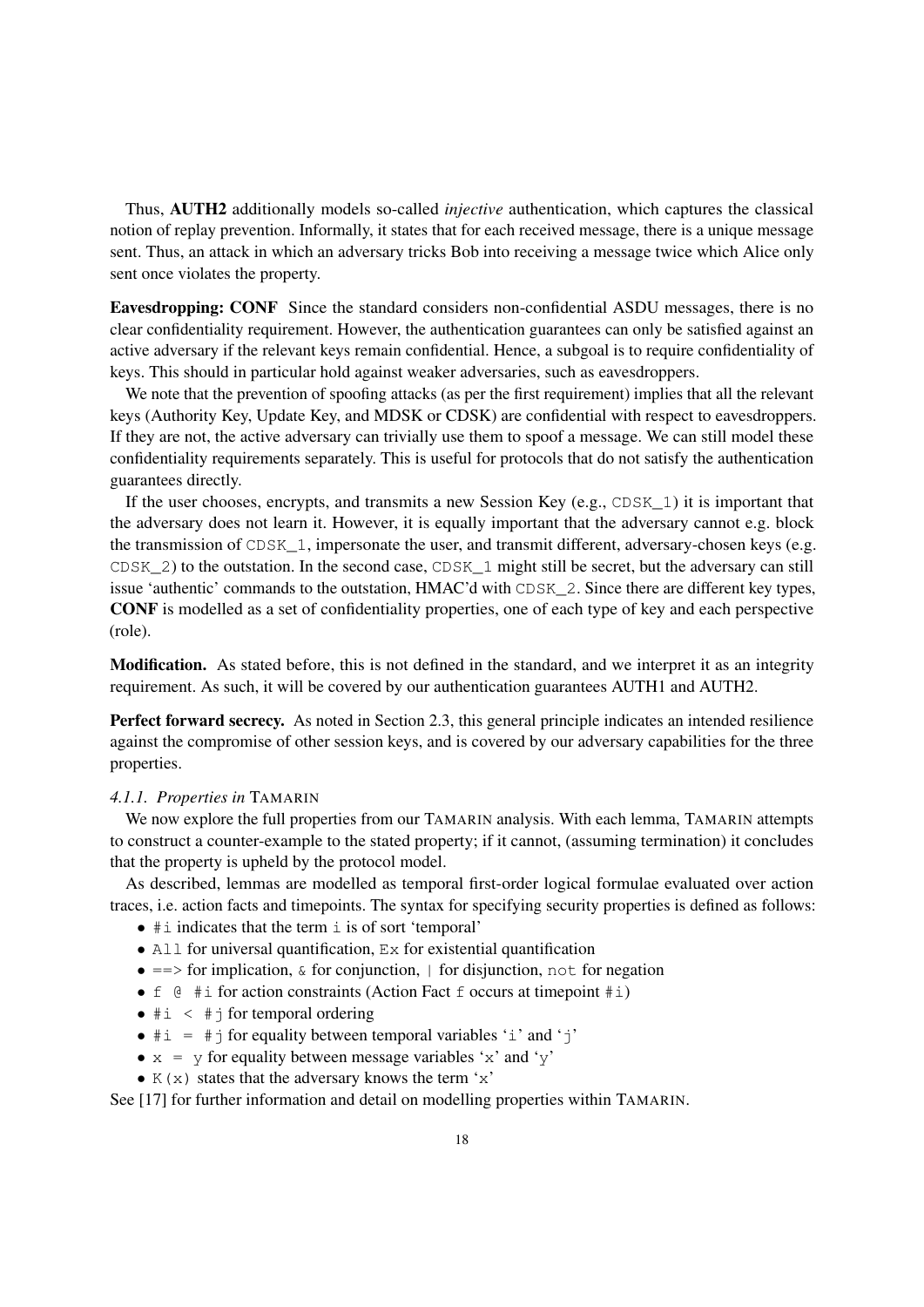Thus, **AUTH2** additionally models so-called *injective* authentication, which captures the classical notion of replay prevention. Informally, it states that for each received message, there is a unique message sent. Thus, an attack in which an adversary tricks Bob into receiving a message twice which Alice only sent once violates the property.

**Eavesdropping: CONF** Since the standard considers non-confidential ASDU messages, there is no clear confidentiality requirement. However, the authentication guarantees can only be satisfied against an active adversary if the relevant keys remain confidential. Hence, a subgoal is to require confidentiality of keys. This should in particular hold against weaker adversaries, such as eavesdroppers.

We note that the prevention of spoofing attacks (as per the first requirement) implies that all the relevant keys (Authority Key, Update Key, and MDSK or CDSK) are confidential with respect to eavesdroppers. If they are not, the active adversary can trivially use them to spoof a message. We can still model these confidentiality requirements separately. This is useful for protocols that do not satisfy the authentication guarantees directly.

If the user chooses, encrypts, and transmits a new Session Key (e.g., `CDSK_1`) it is important that the adversary does not learn it. However, it is equally important that the adversary cannot e.g. block the transmission of `CDSK_1`, impersonate the user, and transmit different, adversary-chosen keys (e.g. `CDSK_2`) to the outstation. In the second case, `CDSK_1` might still be secret, but the adversary can still issue 'authentic' commands to the outstation, HMAC'd with `CDSK_2`. Since there are different key types, **CONF** is modelled as a set of confidentiality properties, one of each type of key and each perspective (role).

**Modification.** As stated before, this is not defined in the standard, and we interpret it as an integrity requirement. As such, it will be covered by our authentication guarantees AUTH1 and AUTH2.

**Perfect forward secrecy.** As noted in Section 2.3, this general principle indicates an intended resilience against the compromise of other session keys, and is covered by our adversary capabilities for the three properties.

#### *4.1.1. Properties in* TAMARIN

We now explore the full properties from our TAMARIN analysis. With each lemma, TAMARIN attempts to construct a counter-example to the stated property; if it cannot, (assuming termination) it concludes that the property is upheld by the protocol model.

As described, lemmas are modelled as temporal first-order logical formulae evaluated over action traces, i.e. action facts and timepoints. The syntax for specifying security properties is defined as follows:

- `#i` indicates that the term `i` is of sort 'temporal'
- `All` for universal quantification, `Ex` for existential quantification
- `==>` for implication, `&` for conjunction, `|` for disjunction, `not` for negation
- `f @ #i` for action constraints (Action Fact `f` occurs at timepoint `#i`)
- `#i < #j` for temporal ordering
- `#i = #j` for equality between temporal variables '`i`' and '`j`'
- `x = y` for equality between message variables '`x`' and '`y`'
- `K(x)` states that the adversary knows the term '`x`'

See [17] for further information and detail on modelling properties within TAMARIN.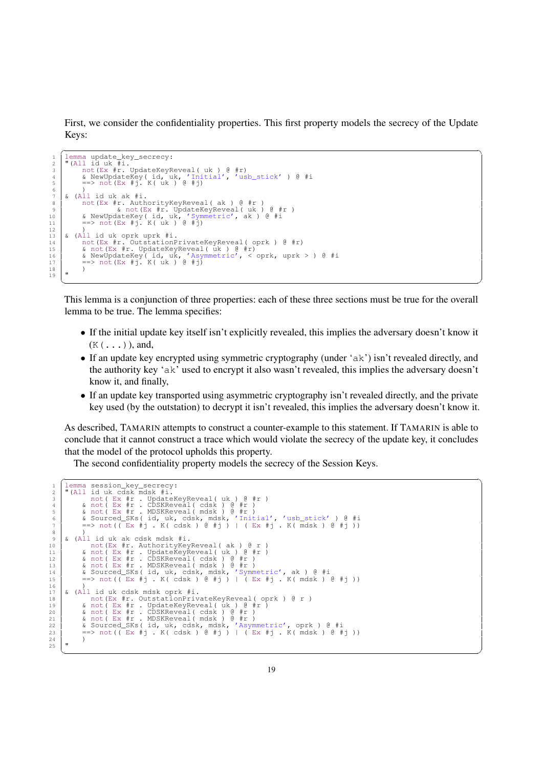First, we consider the confidentiality properties. This first property models the secrecy of the Update Keys:

```
lemma update_key_secrecy:
"(All id uk #i.
    not(Ex #r. UpdateKeyReveal( uk ) @ #r)
    & NewUpdateKey( id, uk, 'Initial', 'usb_stick' ) @ #i
    ==> not(Ex #j. K( uk ) @ #j)
    )
& (All id uk ak #i.
    not(Ex #r. AuthorityKeyReveal( ak ) @ #r )
            & not(Ex #r. UpdateKeyReveal( uk ) @ #r )
    & NewUpdateKey( id, uk, 'Symmetric', ak ) @ #i
    ==> not(Ex #j. K( uk ) @ #j)
    )
& (All id uk oprk uprk #i.
    not(Ex #r. OutstationPrivateKeyReveal( oprk ) @ #r)
    & not(Ex #r. UpdateKeyReveal( uk ) @ #r)
    & NewUpdateKey( id, uk, 'Asymmetric', < oprk, uprk > ) @ #i
    ==> not(Ex #j. K( uk ) @ #j)
    )
"
```

This lemma is a conjunction of three properties: each of these three sections must be true for the overall lemma to be true. The lemma specifies:

- If the initial update key itself isn't explicitly revealed, this implies the adversary doesn't know it (`K(...)`), and,
- If an update key encrypted using symmetric cryptography (under '`ak`') isn't revealed directly, and the authority key '`ak`' used to encrypt it also wasn't revealed, this implies the adversary doesn't know it, and finally,
- If an update key transported using asymmetric cryptography isn't revealed directly, and the private key used (by the outstation) to decrypt it isn't revealed, this implies the adversary doesn't know it.

As described, TAMARIN attempts to construct a counter-example to this statement. If TAMARIN is able to conclude that it cannot construct a trace which would violate the secrecy of the update key, it concludes that the model of the protocol upholds this property.

The second confidentiality property models the secrecy of the Session Keys.

```
lemma session_key_secrecy:
"(All id uk cdsk mdsk #i.
      not( Ex #r . UpdateKeyReveal( uk ) @ #r )
    & not( Ex #r . CDSKReveal( cdsk ) @ #r )
    & not( Ex #r . MDSKReveal( mdsk ) @ #r )
    & Sourced_SKs( id, uk, cdsk, mdsk, 'Initial', 'usb_stick' ) @ #i
    ==> not(( Ex #j . K( cdsk ) @ #j ) | ( Ex #j . K( mdsk ) @ #j ))
    )
& (All id uk ak cdsk mdsk #i.
      not(Ex #r. AuthorityKeyReveal( ak ) @ r )
    & not( Ex #r . UpdateKeyReveal( uk ) @ #r )
    & not( Ex #r . CDSKReveal( cdsk ) @ #r )
    & not( Ex #r . MDSKReveal( mdsk ) @ #r )
    & Sourced_SKs( id, uk, cdsk, mdsk, 'Symmetric', ak ) @ #i
    ==> not(( Ex #j . K( cdsk ) @ #j ) | ( Ex #j . K( mdsk ) @ #j ))
    )
& (All id uk cdsk mdsk oprk #i.
      not(Ex #r. OutstationPrivateKeyReveal( oprk ) @ r )
    & not( Ex #r . UpdateKeyReveal( uk ) @ #r )
    & not( Ex #r . CDSKReveal( cdsk ) @ #r )
    & not( Ex #r . MDSKReveal( mdsk ) @ #r )
    & Sourced_SKs( id, uk, cdsk, mdsk, 'Asymmetric', oprk ) @ #i
    ==> not(( Ex #j . K( cdsk ) @ #j ) | ( Ex #j . K( mdsk ) @ #j ))
    )
"
```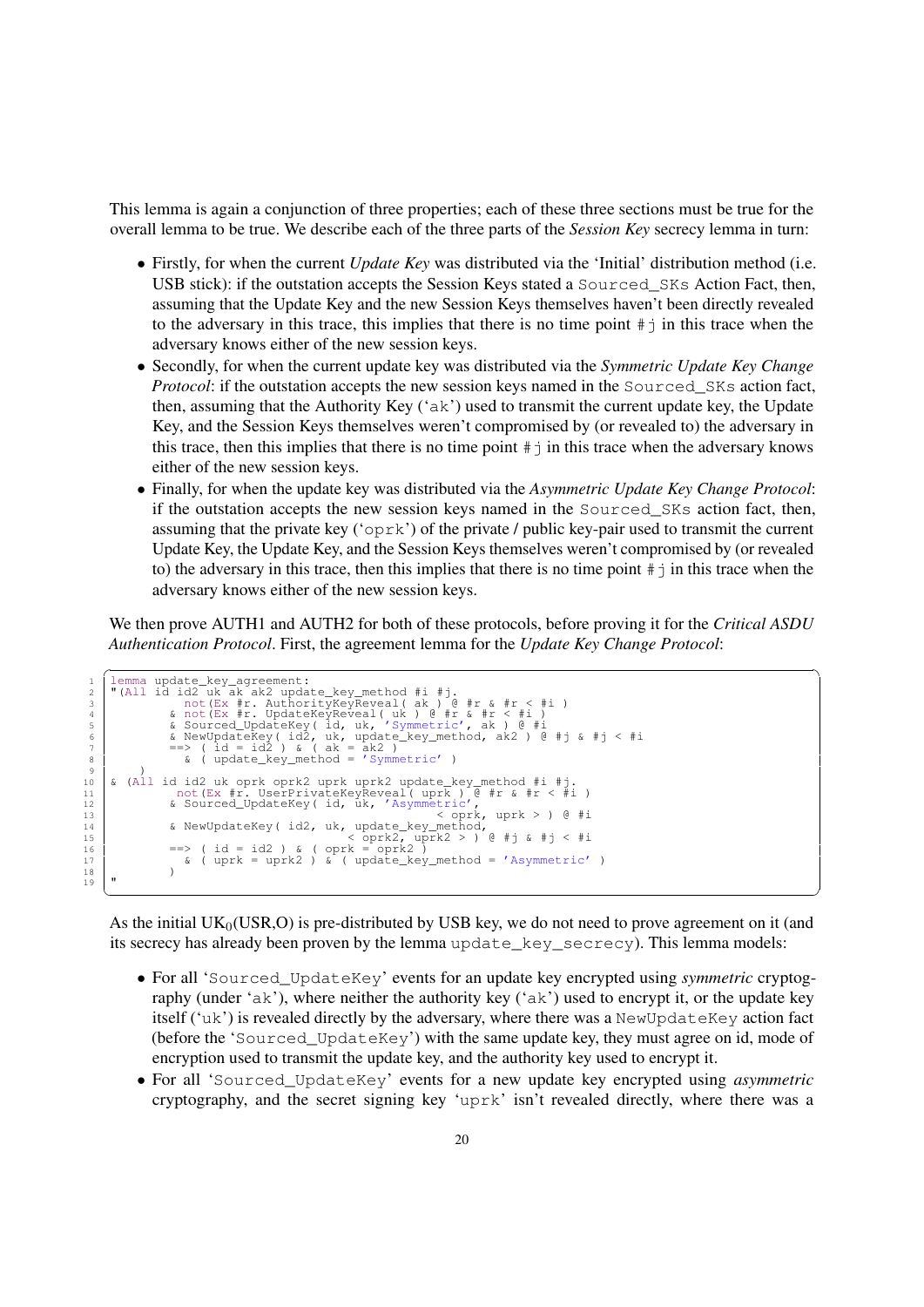This lemma is again a conjunction of three properties; each of these three sections must be true for the overall lemma to be true. We describe each of the three parts of the *Session Key* secrecy lemma in turn:

- Firstly, for when the current *Update Key* was distributed via the 'Initial' distribution method (i.e. USB stick): if the outstation accepts the Session Keys stated a `Sourced_SKs` Action Fact, then, assuming that the Update Key and the new Session Keys themselves haven't been directly revealed to the adversary in this trace, this implies that there is no time point `#j` in this trace when the adversary knows either of the new session keys.
- Secondly, for when the current update key was distributed via the *Symmetric Update Key Change Protocol*: if the outstation accepts the new session keys named in the `Sourced_SKs` action fact, then, assuming that the Authority Key ('`ak`') used to transmit the current update key, the Update Key, and the Session Keys themselves weren't compromised by (or revealed to) the adversary in this trace, then this implies that there is no time point `#j` in this trace when the adversary knows either of the new session keys.
- Finally, for when the update key was distributed via the *Asymmetric Update Key Change Protocol*: if the outstation accepts the new session keys named in the `Sourced_SKs` action fact, then, assuming that the private key ('`oprk`') of the private / public key-pair used to transmit the current Update Key, the Update Key, and the Session Keys themselves weren't compromised by (or revealed to) the adversary in this trace, then this implies that there is no time point `#j` in this trace when the adversary knows either of the new session keys.

We then prove AUTH1 and AUTH2 for both of these protocols, before proving it for the *Critical ASDU Authentication Protocol*. First, the agreement lemma for the *Update Key Change Protocol*:

```
lemma update_key_agreement:
"(All id id2 uk ak ak2 update_key_method #i #j.
           not(Ex #r. AuthorityKeyReveal( ak ) @ #r & #r < #i )
         & not(Ex #r. UpdateKeyReveal( uk ) @ #r & #r < #i )
         & Sourced_UpdateKey( id, uk, 'Symmetric', ak ) @ #i
         & NewUpdateKey( id2, uk, update_key_method, ak2 ) @ #j & #j < #i
         ==> ( id = id2 ) & ( ak = ak2 )
           & ( update_key_method = 'Symmetric' )
    )
& (All id id2 uk oprk oprk2 uprk uprk2 update_key_method #i #j.
          not(Ex #r. UserPrivateKeyReveal( uprk ) @ #r & #r < #i )
         & Sourced_UpdateKey( id, uk, 'Asymmetric',
                                      < oprk, uprk > ) @ #i
         & NewUpdateKey( id2, uk, update_key_method,
                              < oprk2, uprk2 > ) @ #j & #j < #i
         ==> ( id = id2 ) & ( oprk = oprk2 )
           & ( uprk = uprk2 ) & ( update_key_method = 'Asymmetric' )
         )
"
```

As the initial $UK_0$(USR,O) is pre-distributed by USB key, we do not need to prove agreement on it (and its secrecy has already been proven by the lemma `update_key_secrecy`). This lemma models:

- For all '`Sourced_UpdateKey`' events for an update key encrypted using *symmetric* cryptography (under '`ak`'), where neither the authority key ('`ak`') used to encrypt it, or the update key itself ('`uk`') is revealed directly by the adversary, where there was a `NewUpdateKey` action fact (before the '`Sourced_UpdateKey`') with the same update key, they must agree on id, mode of encryption used to transmit the update key, and the authority key used to encrypt it.
- For all '`Sourced_UpdateKey`' events for a new update key encrypted using *asymmetric* cryptography, and the secret signing key '`uprk`' isn't revealed directly, where there was a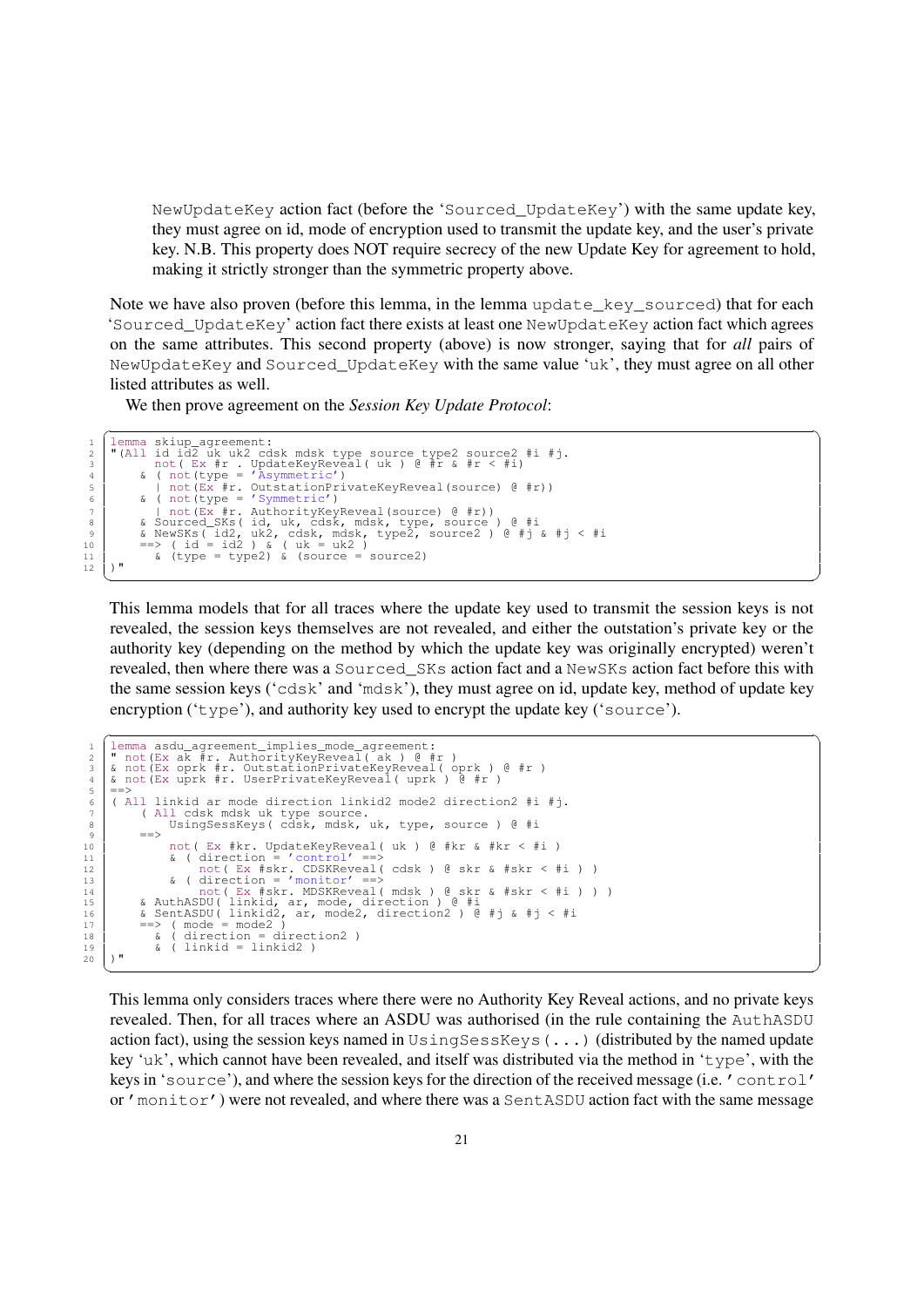NewUpdateKey action fact (before the 'Sourced_UpdateKey') with the same update key, they must agree on id, mode of encryption used to transmit the update key, and the user's private key. N.B. This property does NOT require secrecy of the new Update Key for agreement to hold, making it strictly stronger than the symmetric property above.

Note we have also proven (before this lemma, in the lemma update_key_sourced) that for each 'Sourced_UpdateKey' action fact there exists at least one NewUpdateKey action fact which agrees on the same attributes. This second property (above) is now stronger, saying that for *all* pairs of NewUpdateKey and Sourced_UpdateKey with the same value 'uk', they must agree on all other listed attributes as well.

We then prove agreement on the *Session Key Update Protocol*:

```
lemma skiup_agreement:
"(All id id2 uk uk2 cdsk mdsk type source type2 source2 #i #j.
     not( Ex #r . UpdateKeyReveal( uk ) @ #r & #r < #i)
   & ( not(type = 'Asymmetric')
     | not(Ex #r. OutstationPrivateKeyReveal(source) @ #r))
   & ( not(type = 'Symmetric')
     | not(Ex #r. AuthorityKeyReveal(source) @ #r))
   & Sourced_SKs( id, uk, cdsk, mdsk, type, source ) @ #i
   & NewSKs( id2, uk2, cdsk, mdsk, type2, source2 ) @ #j & #j < #i
   ==> ( id = id2 ) & ( uk = uk2 )
     & (type = type2) & (source = source2)
)"
```

This lemma models that for all traces where the update key used to transmit the session keys is not revealed, the session keys themselves are not revealed, and either the outstation's private key or the authority key (depending on the method by which the update key was originally encrypted) weren't revealed, then where there was a Sourced_SKs action fact and a NewSKs action fact before this with the same session keys ('cdsk' and 'mdsk'), they must agree on id, update key, method of update key encryption ('type'), and authority key used to encrypt the update key ('source').

```
lemma asdu_agreement_implies_mode_agreement:
" not(Ex ak #r. AuthorityKeyReveal( ak ) @ #r )
& not(Ex oprk #r. OutstationPrivateKeyReveal( oprk ) @ #r )
& not(Ex uprk #r. UserPrivateKeyReveal( uprk ) @ #r )
==>
( All linkid ar mode direction linkid2 mode2 direction2 #i #j.
    ( All cdsk mdsk uk type source.
        UsingSessKeys( cdsk, mdsk, uk, type, source ) @ #i
    ==>
        not( Ex #kr. UpdateKeyReveal( uk ) @ #kr & #kr < #i )
        & ( direction = 'control' ==>
            not( Ex #skr. CDSKReveal( cdsk ) @ skr & #skr < #i ) )
        & ( direction = 'monitor' ==>
            not( Ex #skr. MDSKReveal( mdsk ) @ skr & #skr < #i ) ) )
    & AuthASDU( linkid, ar, mode, direction ) @ #i
    & SentASDU( linkid2, ar, mode2, direction2 ) @ #j & #j < #i
    ==> ( mode = mode2 )
      & ( direction = direction2 )
      & ( linkid = linkid2 )
)"
```

This lemma only considers traces where there were no Authority Key Reveal actions, and no private keys revealed. Then, for all traces where an ASDU was authorised (in the rule containing the AuthASDU action fact), using the session keys named in UsingSessKeys(...) (distributed by the named update key 'uk', which cannot have been revealed, and itself was distributed via the method in 'type', with the keys in 'source'), and where the session keys for the direction of the received message (i.e. 'control' or 'monitor') were not revealed, and where there was a SentASDU action fact with the same message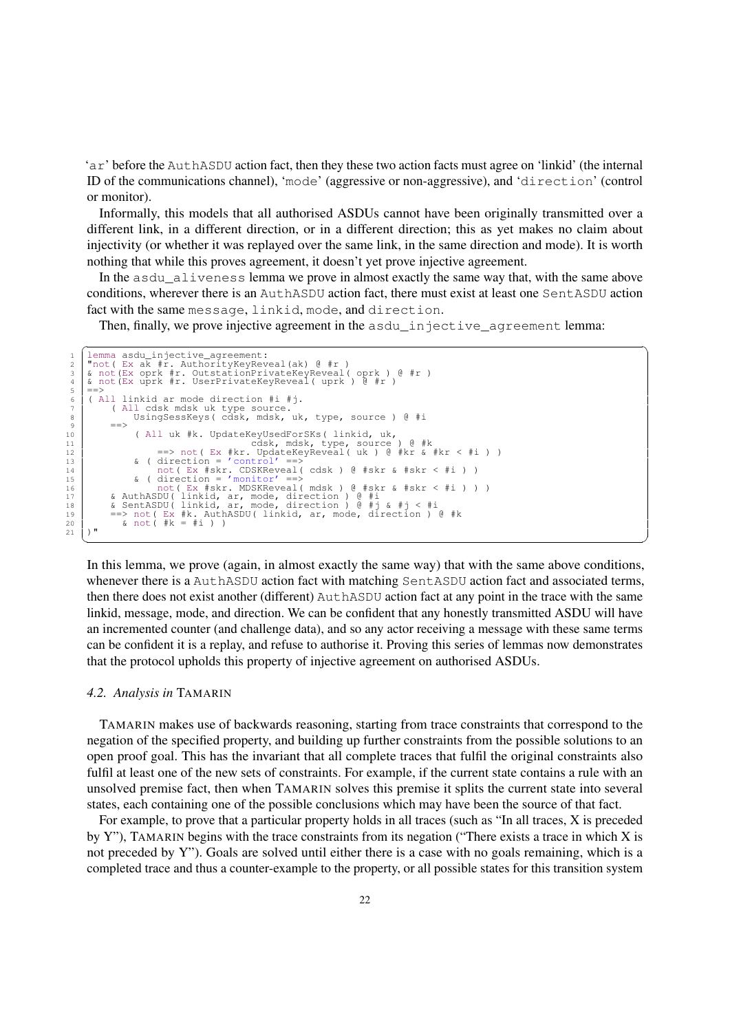'ar' before the AuthASDU action fact, then they these two action facts must agree on 'linkid' (the internal ID of the communications channel), 'mode' (aggressive or non-aggressive), and 'direction' (control or monitor).

Informally, this models that all authorised ASDUs cannot have been originally transmitted over a different link, in a different direction, or in a different direction; this as yet makes no claim about injectivity (or whether it was replayed over the same link, in the same direction and mode). It is worth nothing that while this proves agreement, it doesn't yet prove injective agreement.

In the asdu_aliveness lemma we prove in almost exactly the same way that, with the same above conditions, wherever there is an AuthASDU action fact, there must exist at least one SentASDU action fact with the same message, linkid, mode, and direction.

Then, finally, we prove injective agreement in the asdu_injective_agreement lemma:

```
lemma asdu_injective_agreement:
"not( Ex ak #r. AuthorityKeyReveal(ak) @ #r )
& not(Ex oprk #r. OutstationPrivateKeyReveal( oprk ) @ #r )
& not(Ex uprk #r. UserPrivateKeyReveal( uprk ) @ #r )
==>
( All linkid ar mode direction #i #j.
    ( All cdsk mdsk uk type source.
        UsingSessKeys( cdsk, mdsk, uk, type, source ) @ #i
    ==>
        ( All uk #k. UpdateKeyUsedForSKs( linkid, uk,
                        cdsk, mdsk, type, source ) @ #k
            ==> not( Ex #kr. UpdateKeyReveal( uk ) @ #kr & #kr < #i ) )
        & ( direction = 'control' ==>
            not( Ex #skr. CDSKReveal( cdsk ) @ #skr & #skr < #i ) )
        & ( direction = 'monitor' ==>
            not( Ex #skr. MDSKReveal( mdsk ) @ #skr & #skr < #i ) ) )
    & AuthASDU( linkid, ar, mode, direction ) @ #i
    & SentASDU( linkid, ar, mode, direction ) @ #j & #j < #i
    ==> not( Ex #k. AuthASDU( linkid, ar, mode, direction ) @ #k
        & not( #k = #i ) )
)"
```

In this lemma, we prove (again, in almost exactly the same way) that with the same above conditions, whenever there is a AuthASDU action fact with matching SentASDU action fact and associated terms, then there does not exist another (different) AuthASDU action fact at any point in the trace with the same linkid, message, mode, and direction. We can be confident that any honestly transmitted ASDU will have an incremented counter (and challenge data), and so any actor receiving a message with these same terms can be confident it is a replay, and refuse to authorise it. Proving this series of lemmas now demonstrates that the protocol upholds this property of injective agreement on authorised ASDUs.

### *4.2. Analysis in* TAMARIN

TAMARIN makes use of backwards reasoning, starting from trace constraints that correspond to the negation of the specified property, and building up further constraints from the possible solutions to an open proof goal. This has the invariant that all complete traces that fulfil the original constraints also fulfil at least one of the new sets of constraints. For example, if the current state contains a rule with an unsolved premise fact, then when TAMARIN solves this premise it splits the current state into several states, each containing one of the possible conclusions which may have been the source of that fact.

For example, to prove that a particular property holds in all traces (such as "In all traces, X is preceded by Y"), TAMARIN begins with the trace constraints from its negation ("There exists a trace in which X is not preceded by Y"). Goals are solved until either there is a case with no goals remaining, which is a completed trace and thus a counter-example to the property, or all possible states for this transition system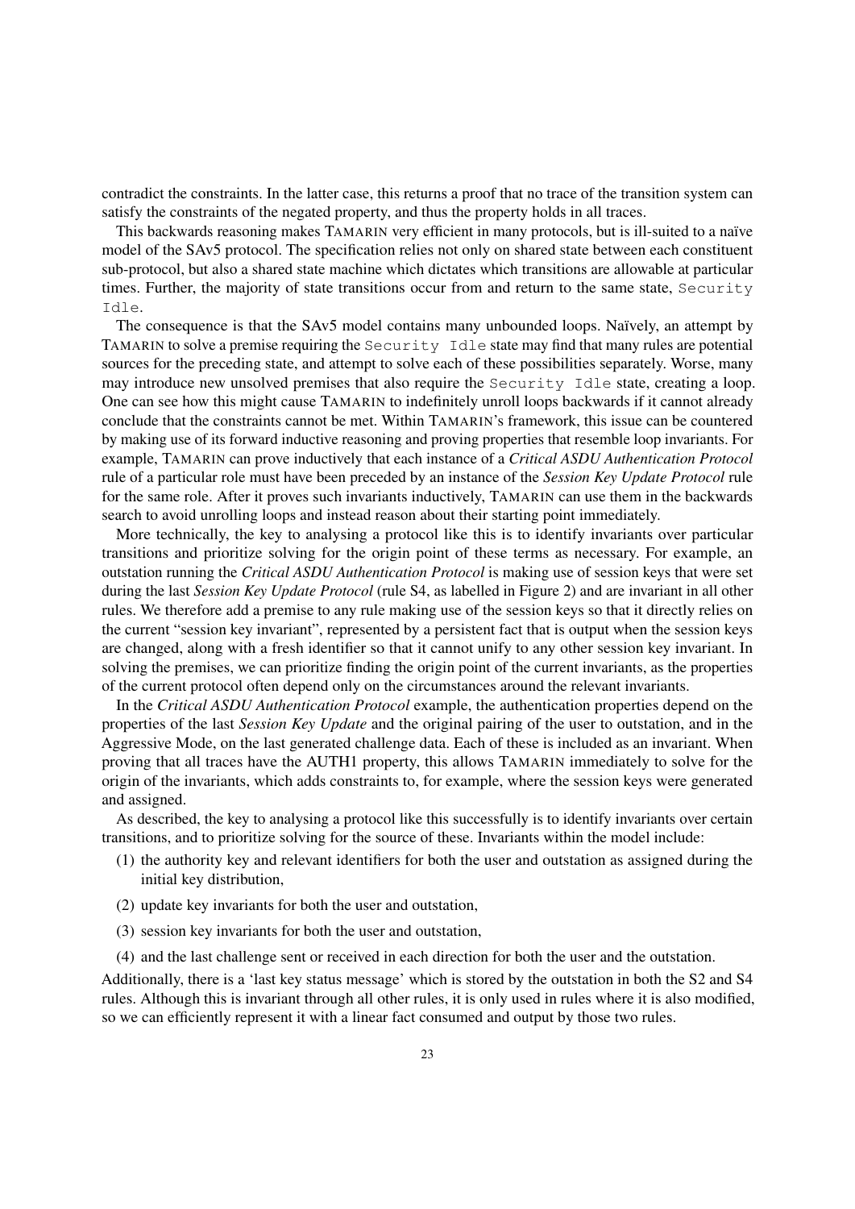contradict the constraints. In the latter case, this returns a proof that no trace of the transition system can satisfy the constraints of the negated property, and thus the property holds in all traces.

This backwards reasoning makes TAMARIN very efficient in many protocols, but is ill-suited to a naïve model of the SAv5 protocol. The specification relies not only on shared state between each constituent sub-protocol, but also a shared state machine which dictates which transitions are allowable at particular times. Further, the majority of state transitions occur from and return to the same state, `Security Idle`.

The consequence is that the SAv5 model contains many unbounded loops. Naïvely, an attempt by TAMARIN to solve a premise requiring the `Security Idle` state may find that many rules are potential sources for the preceding state, and attempt to solve each of these possibilities separately. Worse, many may introduce new unsolved premises that also require the `Security Idle` state, creating a loop. One can see how this might cause TAMARIN to indefinitely unroll loops backwards if it cannot already conclude that the constraints cannot be met. Within TAMARIN's framework, this issue can be countered by making use of its forward inductive reasoning and proving properties that resemble loop invariants. For example, TAMARIN can prove inductively that each instance of a *Critical ASDU Authentication Protocol* rule of a particular role must have been preceded by an instance of the *Session Key Update Protocol* rule for the same role. After it proves such invariants inductively, TAMARIN can use them in the backwards search to avoid unrolling loops and instead reason about their starting point immediately.

More technically, the key to analysing a protocol like this is to identify invariants over particular transitions and prioritize solving for the origin point of these terms as necessary. For example, an outstation running the *Critical ASDU Authentication Protocol* is making use of session keys that were set during the last *Session Key Update Protocol* (rule S4, as labelled in Figure 2) and are invariant in all other rules. We therefore add a premise to any rule making use of the session keys so that it directly relies on the current "session key invariant", represented by a persistent fact that is output when the session keys are changed, along with a fresh identifier so that it cannot unify to any other session key invariant. In solving the premises, we can prioritize finding the origin point of the current invariants, as the properties of the current protocol often depend only on the circumstances around the relevant invariants.

In the *Critical ASDU Authentication Protocol* example, the authentication properties depend on the properties of the last *Session Key Update* and the original pairing of the user to outstation, and in the Aggressive Mode, on the last generated challenge data. Each of these is included as an invariant. When proving that all traces have the AUTH1 property, this allows TAMARIN immediately to solve for the origin of the invariants, which adds constraints to, for example, where the session keys were generated and assigned.

As described, the key to analysing a protocol like this successfully is to identify invariants over certain transitions, and to prioritize solving for the source of these. Invariants within the model include:

(1) the authority key and relevant identifiers for both the user and outstation as assigned during the initial key distribution,

(2) update key invariants for both the user and outstation,

(3) session key invariants for both the user and outstation,

(4) and the last challenge sent or received in each direction for both the user and the outstation.

Additionally, there is a 'last key status message' which is stored by the outstation in both the S2 and S4 rules. Although this is invariant through all other rules, it is only used in rules where it is also modified, so we can efficiently represent it with a linear fact consumed and output by those two rules.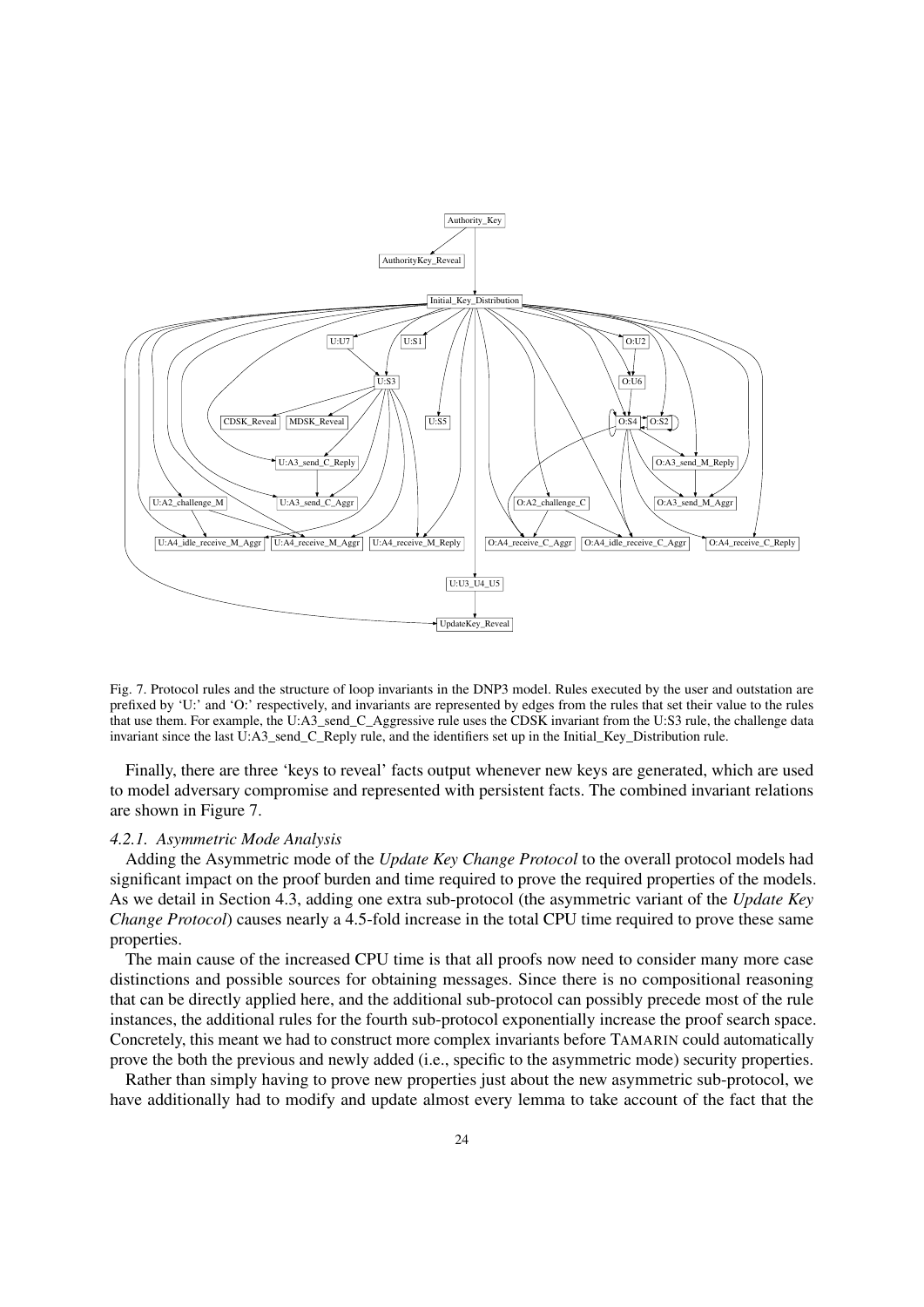Fig. 7. Protocol rules and the structure of loop invariants in the DNP3 model. Rules executed by the user and outstation are prefixed by 'U:' and 'O:' respectively, and invariants are represented by edges from the rules that set their value to the rules that use them. For example, the U:A3_send_C_Aggressive rule uses the CDSK invariant from the U:S3 rule, the challenge data invariant since the last U:A3_send_C_Reply rule, and the identifiers set up in the Initial_Key_Distribution rule.

Finally, there are three 'keys to reveal' facts output whenever new keys are generated, which are used to model adversary compromise and represented with persistent facts. The combined invariant relations are shown in Figure 7.

#### 4.2.1. Asymmetric Mode Analysis

Adding the Asymmetric mode of the *Update Key Change Protocol* to the overall protocol models had significant impact on the proof burden and time required to prove the required properties of the models. As we detail in Section 4.3, adding one extra sub-protocol (the asymmetric variant of the *Update Key Change Protocol*) causes nearly a 4.5-fold increase in the total CPU time required to prove these same properties.

The main cause of the increased CPU time is that all proofs now need to consider many more case distinctions and possible sources for obtaining messages. Since there is no compositional reasoning that can be directly applied here, and the additional sub-protocol can possibly precede most of the rule instances, the additional rules for the fourth sub-protocol exponentially increase the proof search space. Concretely, this meant we had to construct more complex invariants before TAMARIN could automatically prove the both the previous and newly added (i.e., specific to the asymmetric mode) security properties.

Rather than simply having to prove new properties just about the new asymmetric sub-protocol, we have additionally had to modify and update almost every lemma to take account of the fact that the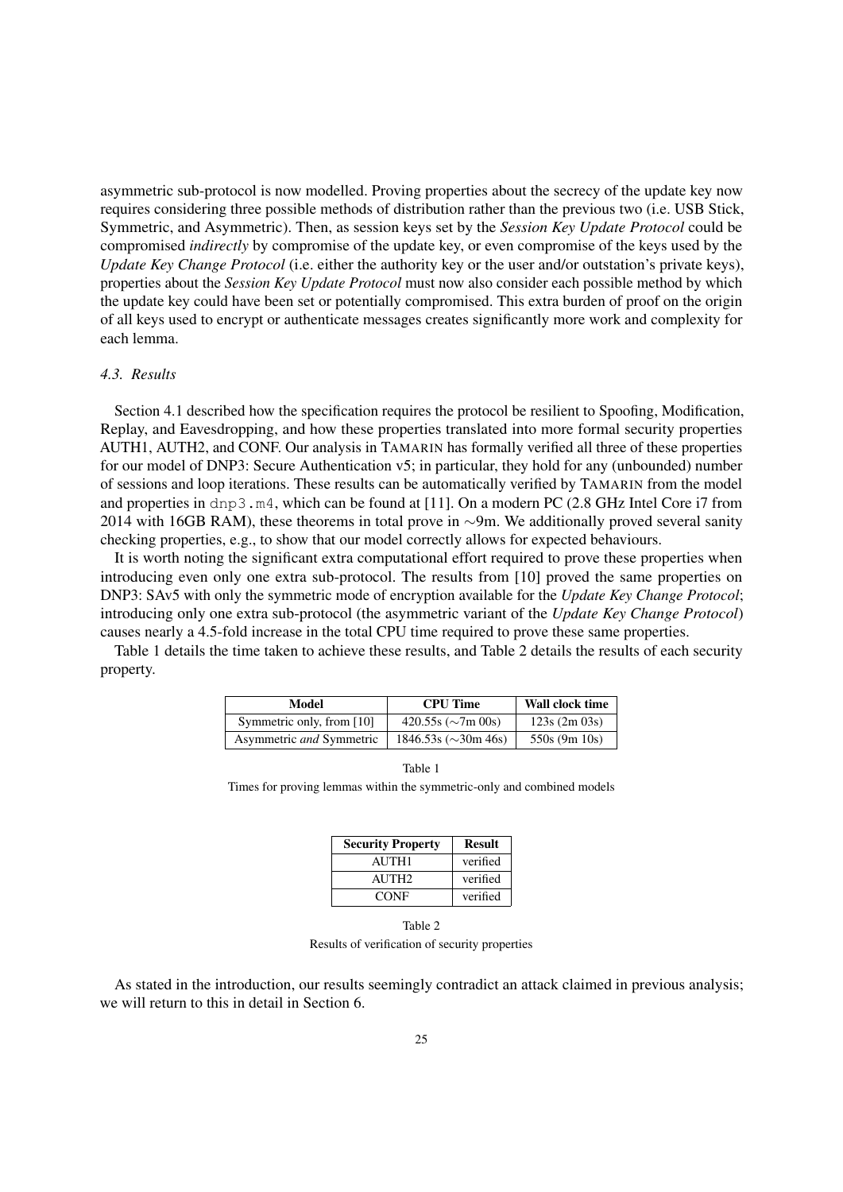asymmetric sub-protocol is now modelled. Proving properties about the secrecy of the update key now requires considering three possible methods of distribution rather than the previous two (i.e. USB Stick, Symmetric, and Asymmetric). Then, as session keys set by the *Session Key Update Protocol* could be compromised *indirectly* by compromise of the update key, or even compromise of the keys used by the *Update Key Change Protocol* (i.e. either the authority key or the user and/or outstation's private keys), properties about the *Session Key Update Protocol* must now also consider each possible method by which the update key could have been set or potentially compromised. This extra burden of proof on the origin of all keys used to encrypt or authenticate messages creates significantly more work and complexity for each lemma.

### *4.3. Results*

Section 4.1 described how the specification requires the protocol be resilient to Spoofing, Modification, Replay, and Eavesdropping, and how these properties translated into more formal security properties AUTH1, AUTH2, and CONF. Our analysis in TAMARIN has formally verified all three of these properties for our model of DNP3: Secure Authentication v5; in particular, they hold for any (unbounded) number of sessions and loop iterations. These results can be automatically verified by TAMARIN from the model and properties in `dnp3.m4`, which can be found at [11]. On a modern PC (2.8 GHz Intel Core i7 from 2014 with 16GB RAM), these theorems in total prove in ∼9m. We additionally proved several sanity checking properties, e.g., to show that our model correctly allows for expected behaviours.

It is worth noting the significant extra computational effort required to prove these properties when introducing even only one extra sub-protocol. The results from [10] proved the same properties on DNP3: SAv5 with only the symmetric mode of encryption available for the *Update Key Change Protocol*; introducing only one extra sub-protocol (the asymmetric variant of the *Update Key Change Protocol*) causes nearly a 4.5-fold increase in the total CPU time required to prove these same properties.

Table 1 details the time taken to achieve these results, and Table 2 details the results of each security property.

| Model | CPU Time | Wall clock time |
|---|---|---|
| Symmetric only, from [10] | 420.55s (∼7m 00s) | 123s (2m 03s) |
| Asymmetric *and* Symmetric | 1846.53s (∼30m 46s) | 550s (9m 10s) |

Table 1

Times for proving lemmas within the symmetric-only and combined models

| Security Property | Result |
|---|---|
| AUTH1 | verified |
| AUTH2 | verified |
| CONF | verified |

Table 2

Results of verification of security properties

As stated in the introduction, our results seemingly contradict an attack claimed in previous analysis; we will return to this in detail in Section 6.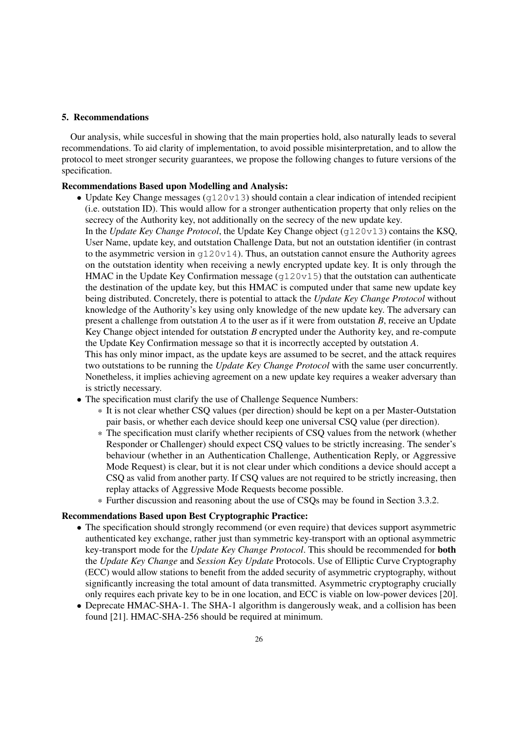## 5. Recommendations

Our analysis, while succesful in showing that the main properties hold, also naturally leads to several recommendations. To aid clarity of implementation, to avoid possible misinterpretation, and to allow the protocol to meet stronger security guarantees, we propose the following changes to future versions of the specification.

**Recommendations Based upon Modelling and Analysis:**

- Update Key Change messages (`g120v13`) should contain a clear indication of intended recipient (i.e. outstation ID). This would allow for a stronger authentication property that only relies on the secrecy of the Authority key, not additionally on the secrecy of the new update key.
  In the *Update Key Change Protocol*, the Update Key Change object (`g120v13`) contains the KSQ, User Name, update key, and outstation Challenge Data, but not an outstation identifier (in contrast to the asymmetric version in `g120v14`). Thus, an outstation cannot ensure the Authority agrees on the outstation identity when receiving a newly encrypted update key. It is only through the HMAC in the Update Key Confirmation message (`g120v15`) that the outstation can authenticate the destination of the update key, but this HMAC is computed under that same new update key being distributed. Concretely, there is potential to attack the *Update Key Change Protocol* without knowledge of the Authority's key using only knowledge of the new update key. The adversary can present a challenge from outstation *A* to the user as if it were from outstation *B*, receive an Update Key Change object intended for outstation *B* encrypted under the Authority key, and re-compute the Update Key Confirmation message so that it is incorrectly accepted by outstation *A*.
  This has only minor impact, as the update keys are assumed to be secret, and the attack requires two outstations to be running the *Update Key Change Protocol* with the same user concurrently. Nonetheless, it implies achieving agreement on a new update key requires a weaker adversary than is strictly necessary.
- The specification must clarify the use of Challenge Sequence Numbers:
  - It is not clear whether CSQ values (per direction) should be kept on a per Master-Outstation pair basis, or whether each device should keep one universal CSQ value (per direction).
  - The specification must clarify whether recipients of CSQ values from the network (whether Responder or Challenger) should expect CSQ values to be strictly increasing. The sender's behaviour (whether in an Authentication Challenge, Authentication Reply, or Aggressive Mode Request) is clear, but it is not clear under which conditions a device should accept a CSQ as valid from another party. If CSQ values are not required to be strictly increasing, then replay attacks of Aggressive Mode Requests become possible.
  - Further discussion and reasoning about the use of CSQs may be found in Section 3.3.2.

**Recommendations Based upon Best Cryptographic Practice:**

- The specification should strongly recommend (or even require) that devices support asymmetric authenticated key exchange, rather just than symmetric key-transport with an optional asymmetric key-transport mode for the *Update Key Change Protocol*. This should be recommended for **both** the *Update Key Change* and *Session Key Update* Protocols. Use of Elliptic Curve Cryptography (ECC) would allow stations to benefit from the added security of asymmetric cryptography, without significantly increasing the total amount of data transmitted. Asymmetric cryptography crucially only requires each private key to be in one location, and ECC is viable on low-power devices [20].
- Deprecate HMAC-SHA-1. The SHA-1 algorithm is dangerously weak, and a collision has been found [21]. HMAC-SHA-256 should be required at minimum.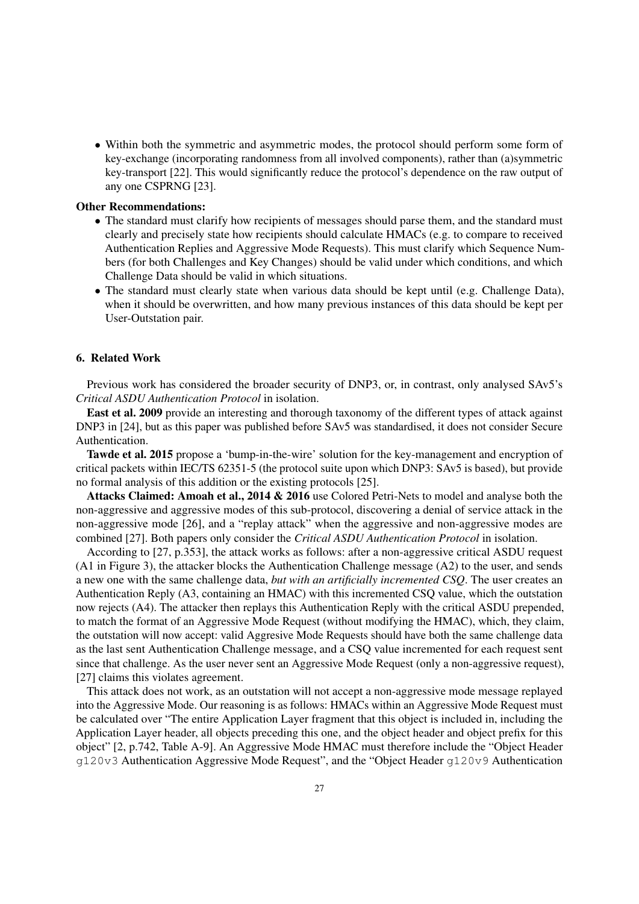- Within both the symmetric and asymmetric modes, the protocol should perform some form of key-exchange (incorporating randomness from all involved components), rather than (a)symmetric key-transport [22]. This would significantly reduce the protocol's dependence on the raw output of any one CSPRNG [23].

**Other Recommendations:**

- The standard must clarify how recipients of messages should parse them, and the standard must clearly and precisely state how recipients should calculate HMACs (e.g. to compare to received Authentication Replies and Aggressive Mode Requests). This must clarify which Sequence Numbers (for both Challenges and Key Changes) should be valid under which conditions, and which Challenge Data should be valid in which situations.
- The standard must clearly state when various data should be kept until (e.g. Challenge Data), when it should be overwritten, and how many previous instances of this data should be kept per User-Outstation pair.

## 6. Related Work

Previous work has considered the broader security of DNP3, or, in contrast, only analysed SAv5's *Critical ASDU Authentication Protocol* in isolation.

**East et al. 2009** provide an interesting and thorough taxonomy of the different types of attack against DNP3 in [24], but as this paper was published before SAv5 was standardised, it does not consider Secure Authentication.

**Tawde et al. 2015** propose a 'bump-in-the-wire' solution for the key-management and encryption of critical packets within IEC/TS 62351-5 (the protocol suite upon which DNP3: SAv5 is based), but provide no formal analysis of this addition or the existing protocols [25].

**Attacks Claimed: Amoah et al., 2014 & 2016** use Colored Petri-Nets to model and analyse both the non-aggressive and aggressive modes of this sub-protocol, discovering a denial of service attack in the non-aggressive mode [26], and a "replay attack" when the aggressive and non-aggressive modes are combined [27]. Both papers only consider the *Critical ASDU Authentication Protocol* in isolation.

According to [27, p.353], the attack works as follows: after a non-aggressive critical ASDU request (A1 in Figure 3), the attacker blocks the Authentication Challenge message (A2) to the user, and sends a new one with the same challenge data, *but with an artificially incremented CSQ*. The user creates an Authentication Reply (A3, containing an HMAC) with this incremented CSQ value, which the outstation now rejects (A4). The attacker then replays this Authentication Reply with the critical ASDU prepended, to match the format of an Aggressive Mode Request (without modifying the HMAC), which, they claim, the outstation will now accept: valid Aggresive Mode Requests should have both the same challenge data as the last sent Authentication Challenge message, and a CSQ value incremented for each request sent since that challenge. As the user never sent an Aggressive Mode Request (only a non-aggressive request), [27] claims this violates agreement.

This attack does not work, as an outstation will not accept a non-aggressive mode message replayed into the Aggressive Mode. Our reasoning is as follows: HMACs within an Aggressive Mode Request must be calculated over "The entire Application Layer fragment that this object is included in, including the Application Layer header, all objects preceding this one, and the object header and object prefix for this object" [2, p.742, Table A-9]. An Aggressive Mode HMAC must therefore include the "Object Header `g120v3` Authentication Aggressive Mode Request", and the "Object Header `g120v9` Authentication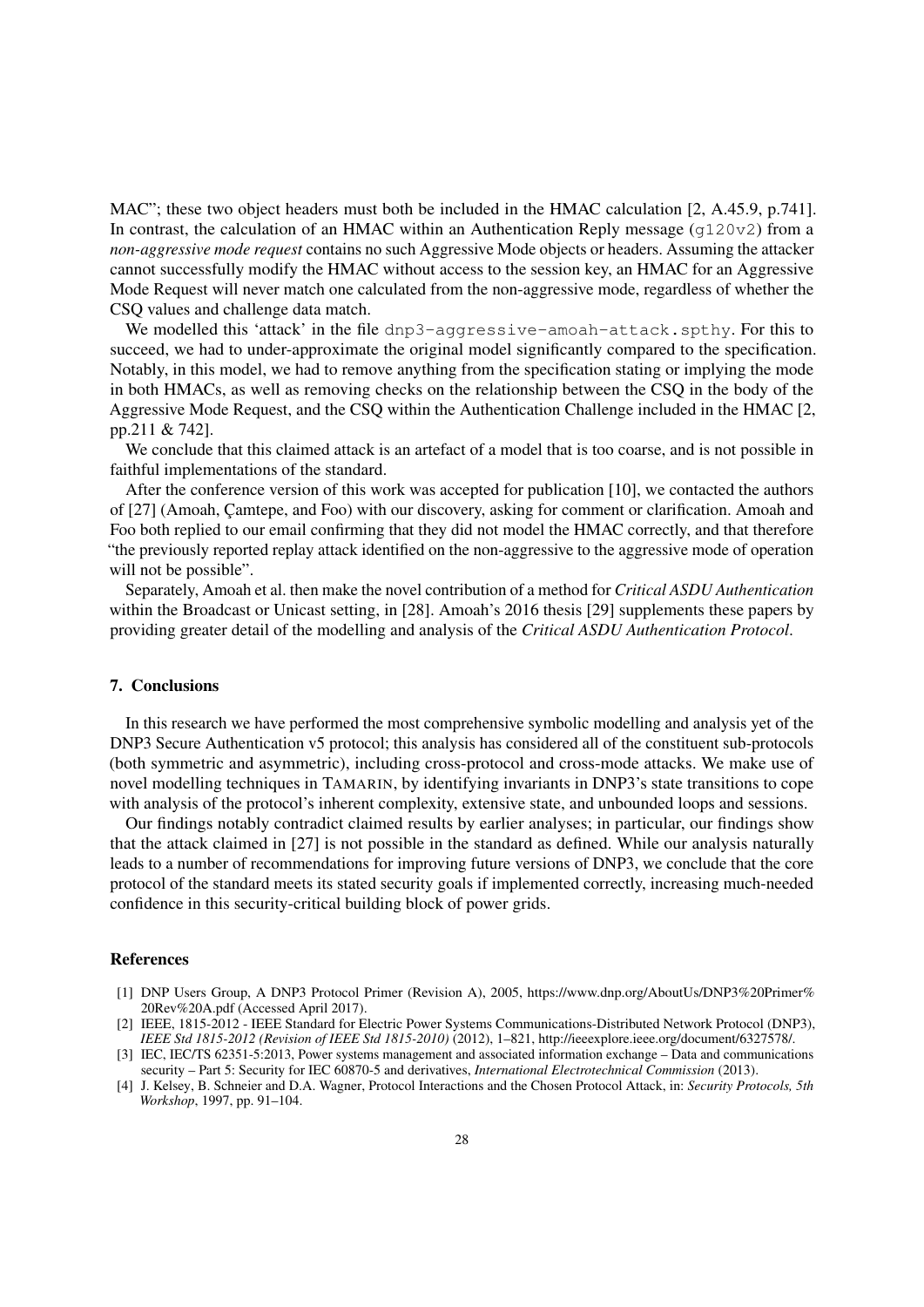MAC"; these two object headers must both be included in the HMAC calculation [2, A.45.9, p.741]. In contrast, the calculation of an HMAC within an Authentication Reply message (`g120v2`) from a *non-aggressive mode request* contains no such Aggressive Mode objects or headers. Assuming the attacker cannot successfully modify the HMAC without access to the session key, an HMAC for an Aggressive Mode Request will never match one calculated from the non-aggressive mode, regardless of whether the CSQ values and challenge data match.

We modelled this 'attack' in the file `dnp3-aggressive-amoah-attack.spthy`. For this to succeed, we had to under-approximate the original model significantly compared to the specification. Notably, in this model, we had to remove anything from the specification stating or implying the mode in both HMACs, as well as removing checks on the relationship between the CSQ in the body of the Aggressive Mode Request, and the CSQ within the Authentication Challenge included in the HMAC [2, pp.211 & 742].

We conclude that this claimed attack is an artefact of a model that is too coarse, and is not possible in faithful implementations of the standard.

After the conference version of this work was accepted for publication [10], we contacted the authors of [27] (Amoah, Çamtepe, and Foo) with our discovery, asking for comment or clarification. Amoah and Foo both replied to our email confirming that they did not model the HMAC correctly, and that therefore "the previously reported replay attack identified on the non-aggressive to the aggressive mode of operation will not be possible".

Separately, Amoah et al. then make the novel contribution of a method for *Critical ASDU Authentication* within the Broadcast or Unicast setting, in [28]. Amoah's 2016 thesis [29] supplements these papers by providing greater detail of the modelling and analysis of the *Critical ASDU Authentication Protocol*.

## 7. Conclusions

In this research we have performed the most comprehensive symbolic modelling and analysis yet of the DNP3 Secure Authentication v5 protocol; this analysis has considered all of the constituent sub-protocols (both symmetric and asymmetric), including cross-protocol and cross-mode attacks. We make use of novel modelling techniques in TAMARIN, by identifying invariants in DNP3's state transitions to cope with analysis of the protocol's inherent complexity, extensive state, and unbounded loops and sessions.

Our findings notably contradict claimed results by earlier analyses; in particular, our findings show that the attack claimed in [27] is not possible in the standard as defined. While our analysis naturally leads to a number of recommendations for improving future versions of DNP3, we conclude that the core protocol of the standard meets its stated security goals if implemented correctly, increasing much-needed confidence in this security-critical building block of power grids.

## References

[1] DNP Users Group, A DNP3 Protocol Primer (Revision A), 2005, https://www.dnp.org/AboutUs/DNP3%20Primer%20Rev%20A.pdf (Accessed April 2017).

[2] IEEE, 1815-2012 - IEEE Standard for Electric Power Systems Communications-Distributed Network Protocol (DNP3), *IEEE Std 1815-2012 (Revision of IEEE Std 1815-2010)* (2012), 1–821, http://ieeexplore.ieee.org/document/6327578/.

[3] IEC, IEC/TS 62351-5:2013, Power systems management and associated information exchange – Data and communications security – Part 5: Security for IEC 60870-5 and derivatives, *International Electrotechnical Commission* (2013).

[4] J. Kelsey, B. Schneier and D.A. Wagner, Protocol Interactions and the Chosen Protocol Attack, in: *Security Protocols, 5th Workshop*, 1997, pp. 91–104.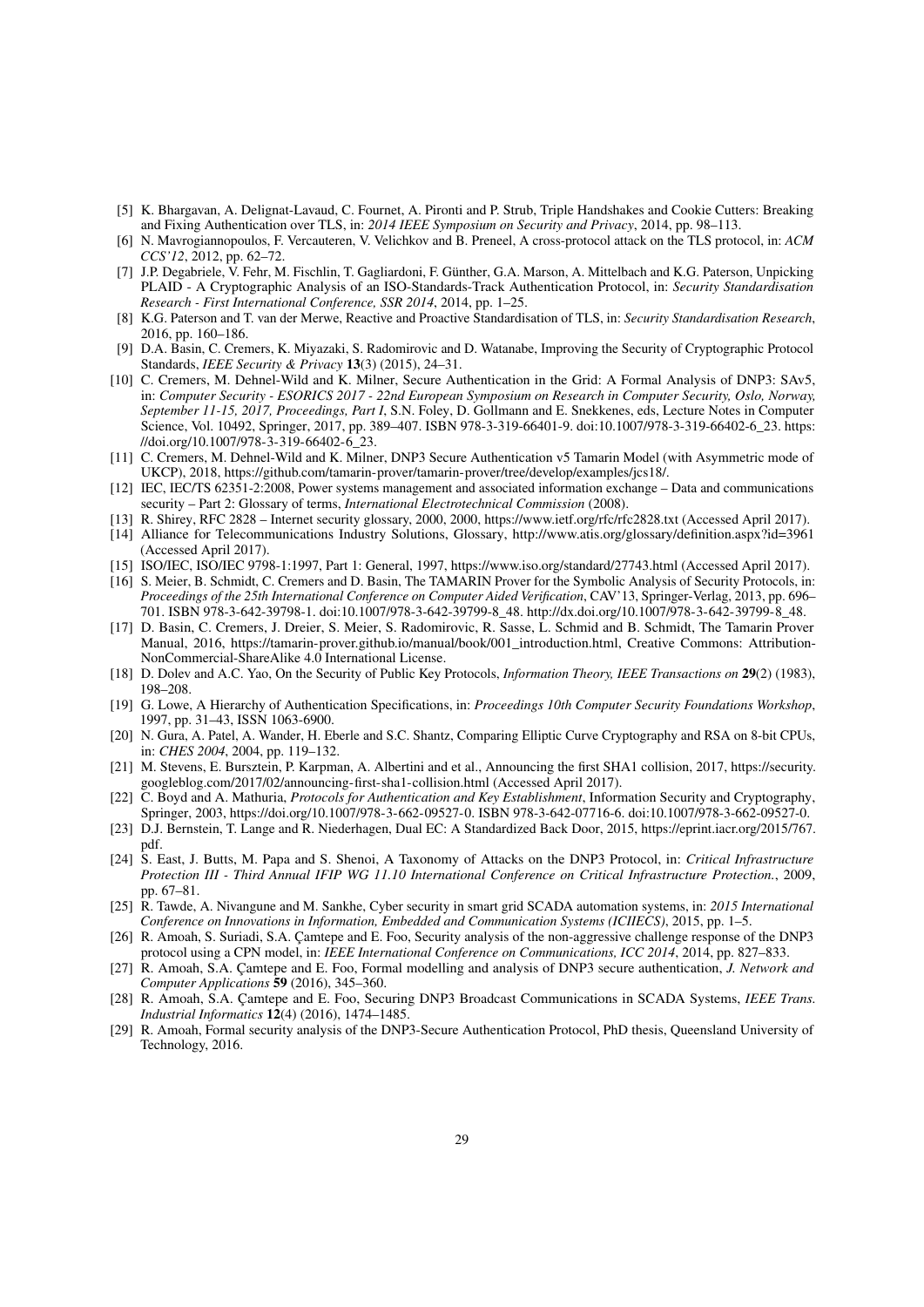[5] K. Bhargavan, A. Delignat-Lavaud, C. Fournet, A. Pironti and P. Strub, Triple Handshakes and Cookie Cutters: Breaking and Fixing Authentication over TLS, in: *2014 IEEE Symposium on Security and Privacy*, 2014, pp. 98–113.

[6] N. Mavrogiannopoulos, F. Vercauteren, V. Velichkov and B. Preneel, A cross-protocol attack on the TLS protocol, in: *ACM CCS'12*, 2012, pp. 62–72.

[7] J.P. Degabriele, V. Fehr, M. Fischlin, T. Gagliardoni, F. Günther, G.A. Marson, A. Mittelbach and K.G. Paterson, Unpicking PLAID - A Cryptographic Analysis of an ISO-Standards-Track Authentication Protocol, in: *Security Standardisation Research - First International Conference, SSR 2014*, 2014, pp. 1–25.

[8] K.G. Paterson and T. van der Merwe, Reactive and Proactive Standardisation of TLS, in: *Security Standardisation Research*, 2016, pp. 160–186.

[9] D.A. Basin, C. Cremers, K. Miyazaki, S. Radomirovic and D. Watanabe, Improving the Security of Cryptographic Protocol Standards, *IEEE Security & Privacy* **13**(3) (2015), 24–31.

[10] C. Cremers, M. Dehnel-Wild and K. Milner, Secure Authentication in the Grid: A Formal Analysis of DNP3: SAv5, in: *Computer Security - ESORICS 2017 - 22nd European Symposium on Research in Computer Security, Oslo, Norway, September 11-15, 2017, Proceedings, Part I*, S.N. Foley, D. Gollmann and E. Snekkenes, eds, Lecture Notes in Computer Science, Vol. 10492, Springer, 2017, pp. 389–407. ISBN 978-3-319-66401-9. doi:10.1007/978-3-319-66402-6_23. https://doi.org/10.1007/978-3-319-66402-6_23.

[11] C. Cremers, M. Dehnel-Wild and K. Milner, DNP3 Secure Authentication v5 Tamarin Model (with Asymmetric mode of UKCP), 2018, https://github.com/tamarin-prover/tamarin-prover/tree/develop/examples/jcs18/.

[12] IEC, IEC/TS 62351-2:2008, Power systems management and associated information exchange – Data and communications security – Part 2: Glossary of terms, *International Electrotechnical Commission* (2008).

[13] R. Shirey, RFC 2828 – Internet security glossary, 2000, 2000, https://www.ietf.org/rfc/rfc2828.txt (Accessed April 2017).

[14] Alliance for Telecommunications Industry Solutions, Glossary, http://www.atis.org/glossary/definition.aspx?id=3961 (Accessed April 2017).

[15] ISO/IEC, ISO/IEC 9798-1:1997, Part 1: General, 1997, https://www.iso.org/standard/27743.html (Accessed April 2017).

[16] S. Meier, B. Schmidt, C. Cremers and D. Basin, The TAMARIN Prover for the Symbolic Analysis of Security Protocols, in: *Proceedings of the 25th International Conference on Computer Aided Verification*, CAV'13, Springer-Verlag, 2013, pp. 696–701. ISBN 978-3-642-39798-1. doi:10.1007/978-3-642-39799-8_48. http://dx.doi.org/10.1007/978-3-642-39799-8_48.

[17] D. Basin, C. Cremers, J. Dreier, S. Meier, S. Radomirovic, R. Sasse, L. Schmid and B. Schmidt, The Tamarin Prover Manual, 2016, https://tamarin-prover.github.io/manual/book/001_introduction.html, Creative Commons: Attribution-NonCommercial-ShareAlike 4.0 International License.

[18] D. Dolev and A.C. Yao, On the Security of Public Key Protocols, *Information Theory, IEEE Transactions on* **29**(2) (1983), 198–208.

[19] G. Lowe, A Hierarchy of Authentication Specifications, in: *Proceedings 10th Computer Security Foundations Workshop*, 1997, pp. 31–43, ISSN 1063-6900.

[20] N. Gura, A. Patel, A. Wander, H. Eberle and S.C. Shantz, Comparing Elliptic Curve Cryptography and RSA on 8-bit CPUs, in: *CHES 2004*, 2004, pp. 119–132.

[21] M. Stevens, E. Bursztein, P. Karpman, A. Albertini and et al., Announcing the first SHA1 collision, 2017, https://security.googleblog.com/2017/02/announcing-first-sha1-collision.html (Accessed April 2017).

[22] C. Boyd and A. Mathuria, *Protocols for Authentication and Key Establishment*, Information Security and Cryptography, Springer, 2003, https://doi.org/10.1007/978-3-662-09527-0. ISBN 978-3-642-07716-6. doi:10.1007/978-3-662-09527-0.

[23] D.J. Bernstein, T. Lange and R. Niederhagen, Dual EC: A Standardized Back Door, 2015, https://eprint.iacr.org/2015/767.pdf.

[24] S. East, J. Butts, M. Papa and S. Shenoi, A Taxonomy of Attacks on the DNP3 Protocol, in: *Critical Infrastructure Protection III - Third Annual IFIP WG 11.10 International Conference on Critical Infrastructure Protection.*, 2009, pp. 67–81.

[25] R. Tawde, A. Nivangune and M. Sankhe, Cyber security in smart grid SCADA automation systems, in: *2015 International Conference on Innovations in Information, Embedded and Communication Systems (ICIIECS)*, 2015, pp. 1–5.

[26] R. Amoah, S. Suriadi, S.A. Çamtepe and E. Foo, Security analysis of the non-aggressive challenge response of the DNP3 protocol using a CPN model, in: *IEEE International Conference on Communications, ICC 2014*, 2014, pp. 827–833.

[27] R. Amoah, S.A. Çamtepe and E. Foo, Formal modelling and analysis of DNP3 secure authentication, *J. Network and Computer Applications* **59** (2016), 345–360.

[28] R. Amoah, S.A. Çamtepe and E. Foo, Securing DNP3 Broadcast Communications in SCADA Systems, *IEEE Trans. Industrial Informatics* **12**(4) (2016), 1474–1485.

[29] R. Amoah, Formal security analysis of the DNP3-Secure Authentication Protocol, PhD thesis, Queensland University of Technology, 2016.